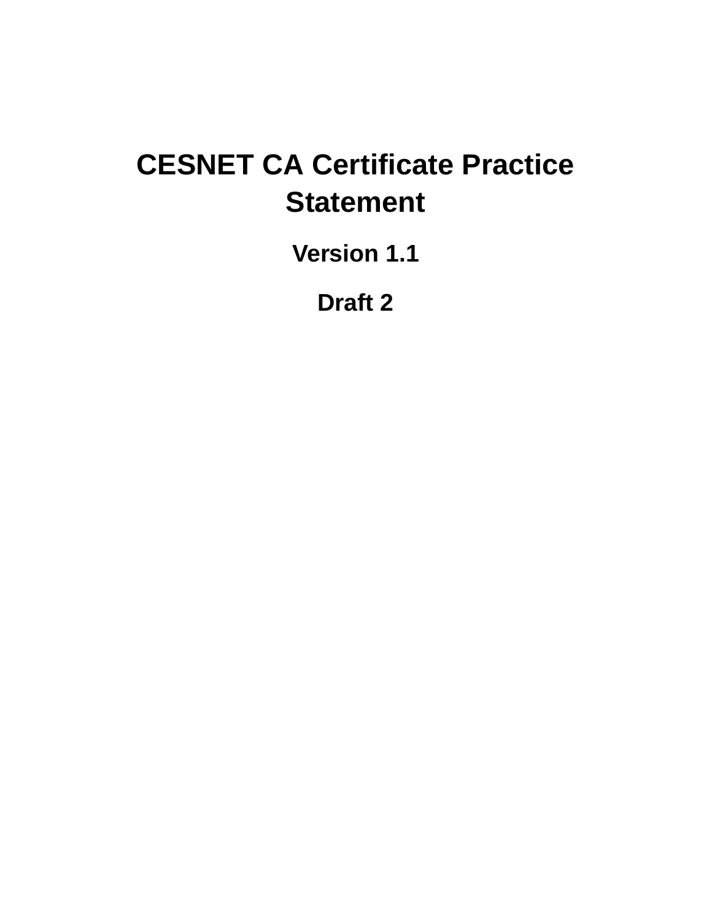# CESNET CA Certificate Practice Statement

**Version 1.1**

**Draft 2**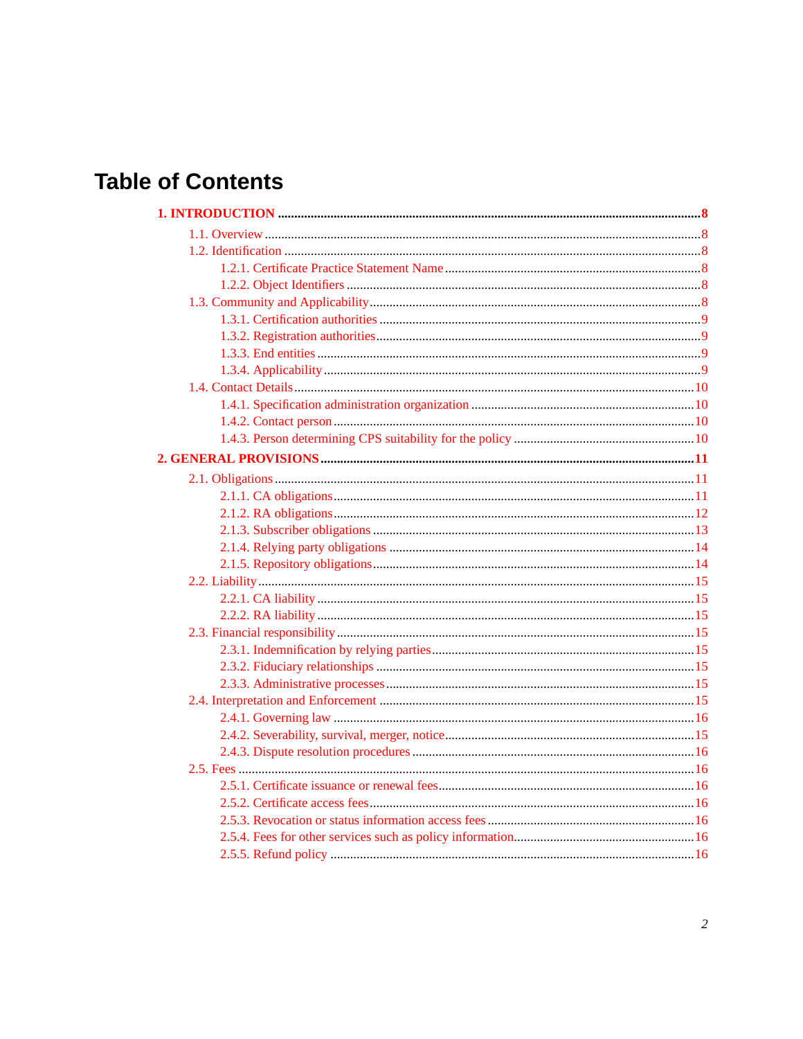# Table of Contents

**1. INTRODUCTION ..... 8**

- 1.1. Overview ..... 8
- 1.2. Identification ..... 8
  - 1.2.1. Certificate Practice Statement Name ..... 8
  - 1.2.2. Object Identifiers ..... 8
- 1.3. Community and Applicability ..... 8
  - 1.3.1. Certification authorities ..... 9
  - 1.3.2. Registration authorities ..... 9
  - 1.3.3. End entities ..... 9
  - 1.3.4. Applicability ..... 9
- 1.4. Contact Details ..... 10
  - 1.4.1. Specification administration organization ..... 10
  - 1.4.2. Contact person ..... 10
  - 1.4.3. Person determining CPS suitability for the policy ..... 10

**2. GENERAL PROVISIONS ..... 11**

- 2.1. Obligations ..... 11
  - 2.1.1. CA obligations ..... 11
  - 2.1.2. RA obligations ..... 12
  - 2.1.3. Subscriber obligations ..... 13
  - 2.1.4. Relying party obligations ..... 14
  - 2.1.5. Repository obligations ..... 14
- 2.2. Liability ..... 15
  - 2.2.1. CA liability ..... 15
  - 2.2.2. RA liability ..... 15
- 2.3. Financial responsibility ..... 15
  - 2.3.1. Indemnification by relying parties ..... 15
  - 2.3.2. Fiduciary relationships ..... 15
  - 2.3.3. Administrative processes ..... 15
- 2.4. Interpretation and Enforcement ..... 15
  - 2.4.1. Governing law ..... 16
  - 2.4.2. Severability, survival, merger, notice ..... 15
  - 2.4.3. Dispute resolution procedures ..... 16
- 2.5. Fees ..... 16
  - 2.5.1. Certificate issuance or renewal fees ..... 16
  - 2.5.2. Certificate access fees ..... 16
  - 2.5.3. Revocation or status information access fees ..... 16
  - 2.5.4. Fees for other services such as policy information ..... 16
  - 2.5.5. Refund policy ..... 16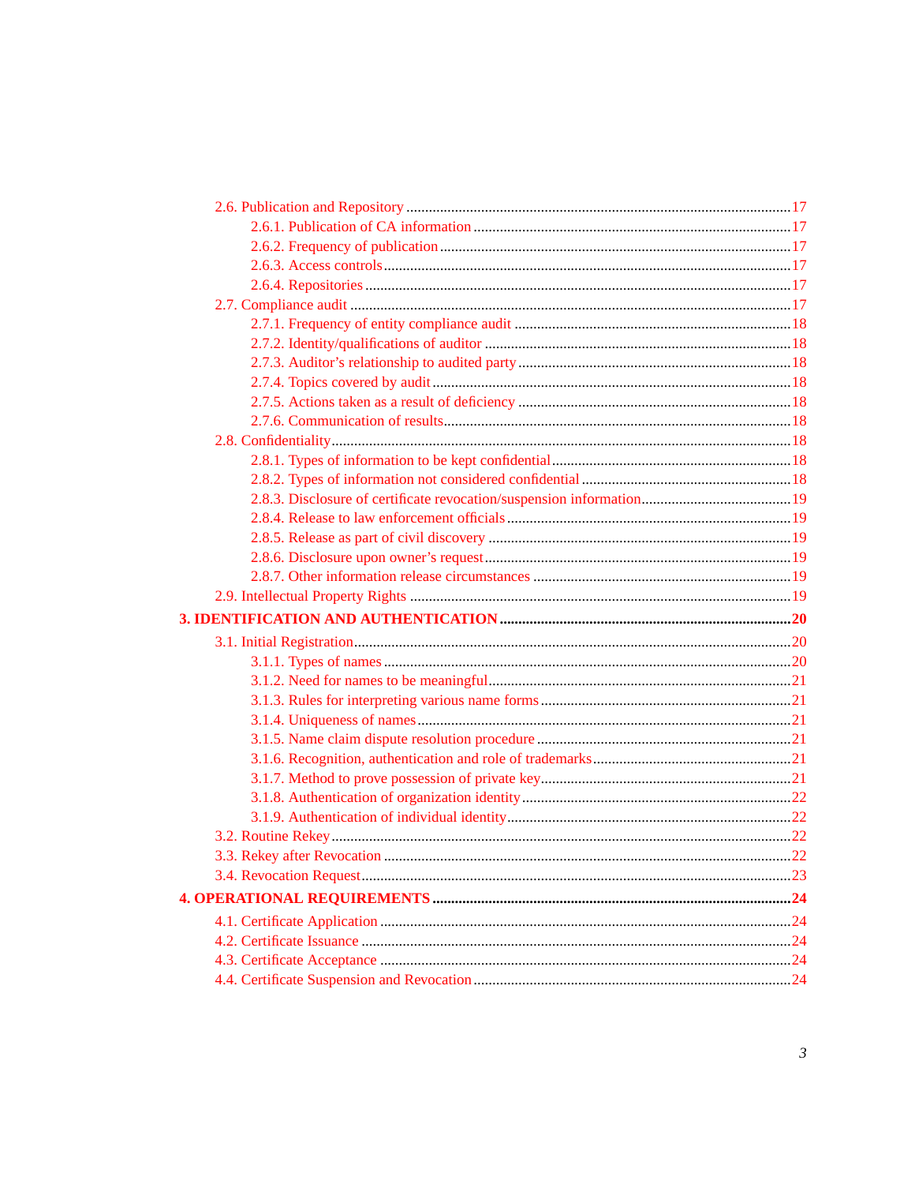- 2.6. Publication and Repository ....................................................................................................17
    - 2.6.1. Publication of CA information ....................................................................................17
    - 2.6.2. Frequency of publication ............................................................................................17
    - 2.6.3. Access controls ............................................................................................................17
    - 2.6.4. Repositories .................................................................................................................17
- 2.7. Compliance audit ...........................................................................................................................17
    - 2.7.1. Frequency of entity compliance audit ..........................................................................18
    - 2.7.2. Identity/qualifications of auditor .................................................................................18
    - 2.7.3. Auditor's relationship to audited party ........................................................................18
    - 2.7.4. Topics covered by audit ..............................................................................................18
    - 2.7.5. Actions taken as a result of deficiency .........................................................................18
    - 2.7.6. Communication of results............................................................................................18
- 2.8. Confidentiality..................................................................................................................................18
    - 2.8.1. Types of information to be kept confidential................................................................18
    - 2.8.2. Types of information not considered confidential .........................................................18
    - 2.8.3. Disclosure of certificate revocation/suspension information........................................19
    - 2.8.4. Release to law enforcement officials ............................................................................19
    - 2.8.5. Release as part of civil discovery .................................................................................19
    - 2.8.6. Disclosure upon owner's request..................................................................................19
    - 2.8.7. Other information release circumstances ....................................................................19
- 2.9. Intellectual Property Rights .........................................................................................................19

**3. IDENTIFICATION AND AUTHENTICATION ............................................................................20**

- 3.1. Initial Registration..........................................................................................................................20
    - 3.1.1. Types of names ............................................................................................................20
    - 3.1.2. Need for names to be meaningful.................................................................................21
    - 3.1.3. Rules for interpreting various name forms ...................................................................21
    - 3.1.4. Uniqueness of names...................................................................................................21
    - 3.1.5. Name claim dispute resolution procedure ...................................................................21
    - 3.1.6. Recognition, authentication and role of trademarks.....................................................21
    - 3.1.7. Method to prove possession of private key..................................................................21
    - 3.1.8. Authentication of organization identity........................................................................22
    - 3.1.9. Authentication of individual identity............................................................................22
- 3.2. Routine Rekey...................................................................................................................................22
- 3.3. Rekey after Revocation ..................................................................................................................22
- 3.4. Revocation Request.........................................................................................................................23

**4. OPERATIONAL REQUIREMENTS ...............................................................................................24**

- 4.1. Certificate Application ..................................................................................................................24
- 4.2. Certificate Issuance ........................................................................................................................24
- 4.3. Certificate Acceptance ..................................................................................................................24
- 4.4. Certificate Suspension and Revocation.......................................................................................24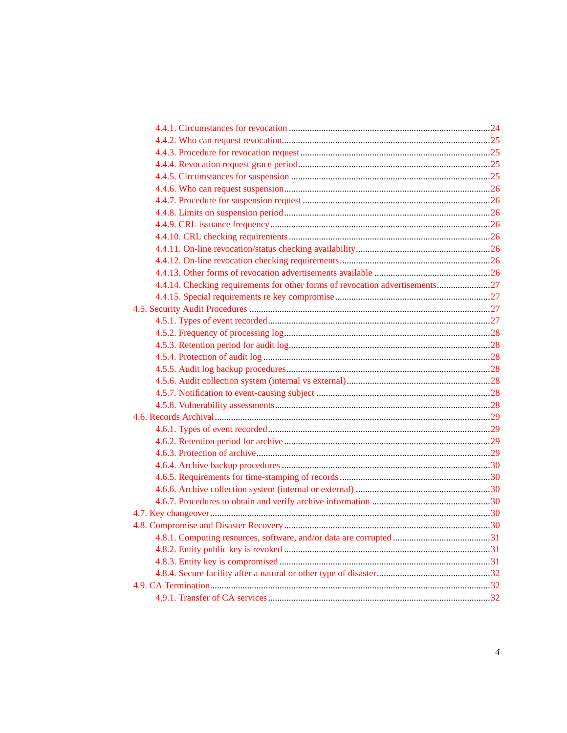- 4.4.1. Circumstances for revocation ....... 24
- 4.4.2. Who can request revocation....... 25
- 4.4.3. Procedure for revocation request ....... 25
- 4.4.4. Revocation request grace period....... 25
- 4.4.5. Circumstances for suspension ....... 25
- 4.4.6. Who can request suspension....... 26
- 4.4.7. Procedure for suspension request ....... 26
- 4.4.8. Limits on suspension period....... 26
- 4.4.9. CRL issuance frequency....... 26
- 4.4.10. CRL checking requirements....... 26
- 4.4.11. On-line revocation/status checking availability....... 26
- 4.4.12. On-line revocation checking requirements....... 26
- 4.4.13. Other forms of revocation advertisements available ....... 26
- 4.4.14. Checking requirements for other forms of revocation advertisements....... 27
- 4.4.15. Special requirements re key compromise....... 27

4.5. Security Audit Procedures ....... 27

- 4.5.1. Types of event recorded....... 27
- 4.5.2. Frequency of processing log....... 28
- 4.5.3. Retention period for audit log....... 28
- 4.5.4. Protection of audit log ....... 28
- 4.5.5. Audit log backup procedures....... 28
- 4.5.6. Audit collection system (internal vs external)....... 28
- 4.5.7. Notification to event-causing subject ....... 28
- 4.5.8. Vulnerability assessments....... 28

4.6. Records Archival....... 29

- 4.6.1. Types of event recorded....... 29
- 4.6.2. Retention period for archive ....... 29
- 4.6.3. Protection of archive....... 29
- 4.6.4. Archive backup procedures ....... 30
- 4.6.5. Requirements for time-stamping of records....... 30
- 4.6.6. Archive collection system (internal or external) ....... 30
- 4.6.7. Procedures to obtain and verify archive information ....... 30

4.7. Key changeover....... 30

4.8. Compromise and Disaster Recovery....... 30

- 4.8.1. Computing resources, software, and/or data are corrupted ....... 31
- 4.8.2. Entity public key is revoked ....... 31
- 4.8.3. Entity key is compromised ....... 31
- 4.8.4. Secure facility after a natural or other type of disaster....... 32

4.9. CA Termination....... 32

- 4.9.1. Transfer of CA services....... 32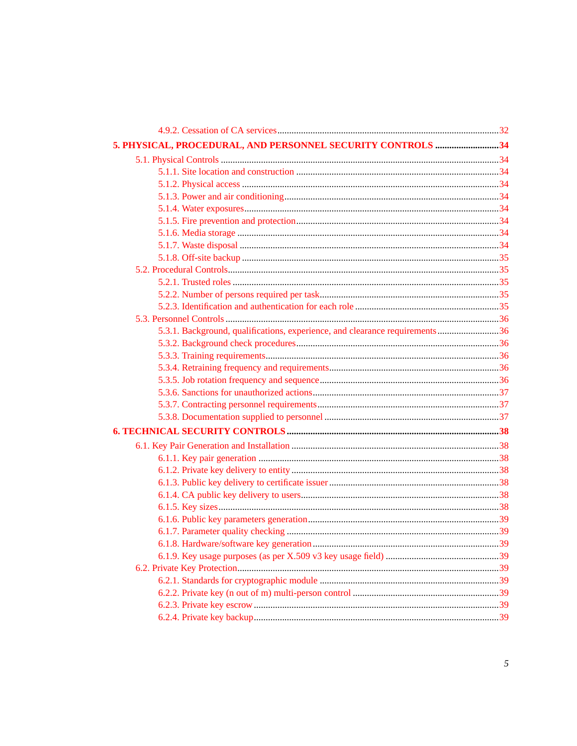4.9.2. Cessation of CA services ........................................................................................32

**5. PHYSICAL, PROCEDURAL, AND PERSONNEL SECURITY CONTROLS ...........................34**

5.1. Physical Controls ....................................................................................................34

5.1.1. Site location and construction ......................................................................34

5.1.2. Physical access ..............................................................................................34

5.1.3. Power and air conditioning ...........................................................................34

5.1.4. Water exposures .............................................................................................34

5.1.5. Fire prevention and protection .......................................................................34

5.1.6. Media storage ................................................................................................34

5.1.7. Waste disposal ...............................................................................................34

5.1.8. Off-site backup ..............................................................................................35

5.2. Procedural Controls..................................................................................................35

5.2.1. Trusted roles ..................................................................................................35

5.2.2. Number of persons required per task.............................................................35

5.2.3. Identification and authentication for each role ..............................................35

5.3. Personnel Controls ...................................................................................................36

5.3.1. Background, qualifications, experience, and clearance requirements ..........36

5.3.2. Background check procedures.......................................................................36

5.3.3. Training requirements....................................................................................36

5.3.4. Retraining frequency and requirements.........................................................36

5.3.5. Job rotation frequency and sequence.............................................................36

5.3.6. Sanctions for unauthorized actions................................................................37

5.3.7. Contracting personnel requirements..............................................................37

5.3.8. Documentation supplied to personnel ...........................................................37

**6. TECHNICAL SECURITY CONTROLS ........................................................................38**

6.1. Key Pair Generation and Installation .......................................................................38

6.1.1. Key pair generation .......................................................................................38

6.1.2. Private key delivery to entity .........................................................................38

6.1.3. Public key delivery to certificate issuer .........................................................38

6.1.4. CA public key delivery to users.....................................................................38

6.1.5. Key sizes........................................................................................................38

6.1.6. Public key parameters generation..................................................................39

6.1.7. Parameter quality checking ...........................................................................39

6.1.8. Hardware/software key generation ...............................................................39

6.1.9. Key usage purposes (as per X.509 v3 key usage field) .................................39

6.2. Private Key Protection..............................................................................................39

6.2.1. Standards for cryptographic module .............................................................39

6.2.2. Private key (n out of m) multi-person control ...............................................39

6.2.3. Private key escrow .........................................................................................39

6.2.4. Private key backup.........................................................................................39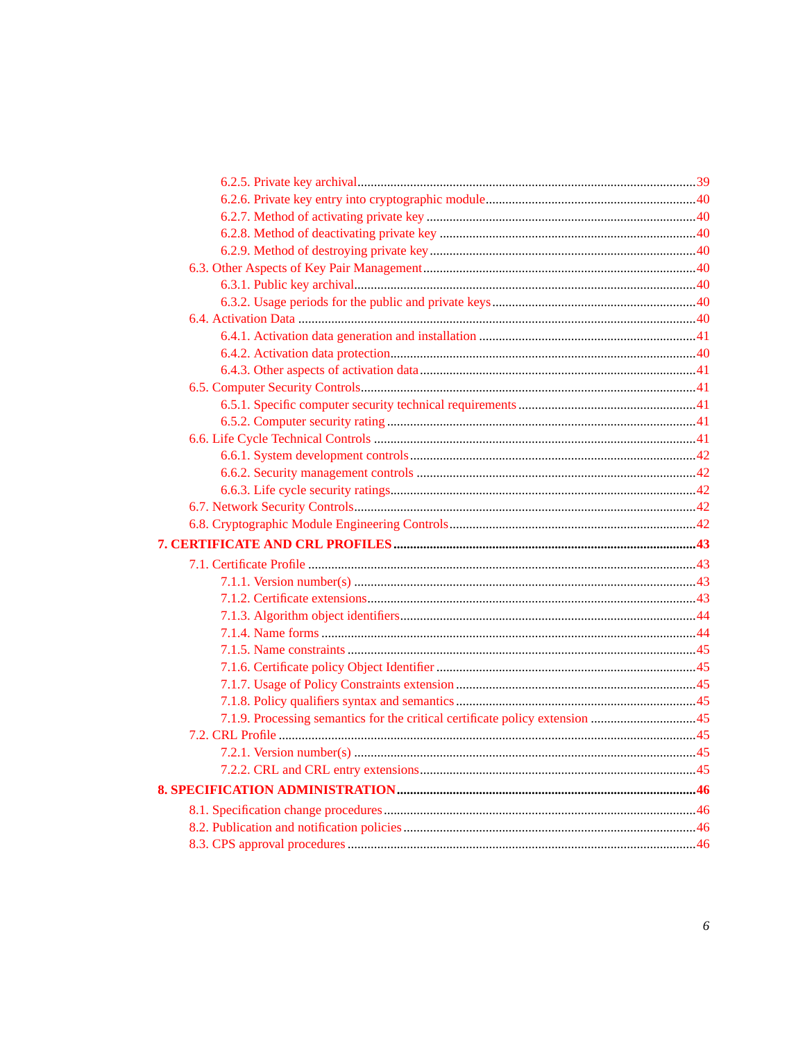- 6.2.5. Private key archival ....................................................................................39
- 6.2.6. Private key entry into cryptographic module..............................................40
- 6.2.7. Method of activating private key ..............................................................40
- 6.2.8. Method of deactivating private key ...........................................................40
- 6.2.9. Method of destroying private key ..............................................................40
- 6.3. Other Aspects of Key Pair Management.............................................................40
  - 6.3.1. Public key archival....................................................................................40
  - 6.3.2. Usage periods for the public and private keys ..........................................40
- 6.4. Activation Data ....................................................................................................40
  - 6.4.1. Activation data generation and installation ...............................................41
  - 6.4.2. Activation data protection..........................................................................40
  - 6.4.3. Other aspects of activation data .................................................................41
- 6.5. Computer Security Controls.................................................................................41
  - 6.5.1. Specific computer security technical requirements ...................................41
  - 6.5.2. Computer security rating ...........................................................................41
- 6.6. Life Cycle Technical Controls .............................................................................41
  - 6.6.1. System development controls...................................................................42
  - 6.6.2. Security management controls ..................................................................42
  - 6.6.3. Life cycle security ratings..........................................................................42
- 6.7. Network Security Controls....................................................................................42
- 6.8. Cryptographic Module Engineering Controls.......................................................42

**7. CERTIFICATE AND CRL PROFILES ........................................................................43**

- 7.1. Certificate Profile .................................................................................................43
  - 7.1.1. Version number(s) ....................................................................................43
  - 7.1.2. Certificate extensions.................................................................................43
  - 7.1.3. Algorithm object identifiers.......................................................................44
  - 7.1.4. Name forms ...............................................................................................44
  - 7.1.5. Name constraints .......................................................................................45
  - 7.1.6. Certificate policy Object Identifier ...........................................................45
  - 7.1.7. Usage of Policy Constraints extension ......................................................45
  - 7.1.8. Policy qualifiers syntax and semantics ......................................................45
  - 7.1.9. Processing semantics for the critical certificate policy extension ..............45
- 7.2. CRL Profile ..........................................................................................................45
  - 7.2.1. Version number(s) .....................................................................................45
  - 7.2.2. CRL and CRL entry extensions.................................................................45

**8. SPECIFICATION ADMINISTRATION.......................................................................46**

- 8.1. Specification change procedures...........................................................................46
- 8.2. Publication and notification policies.....................................................................46
- 8.3. CPS approval procedures ......................................................................................46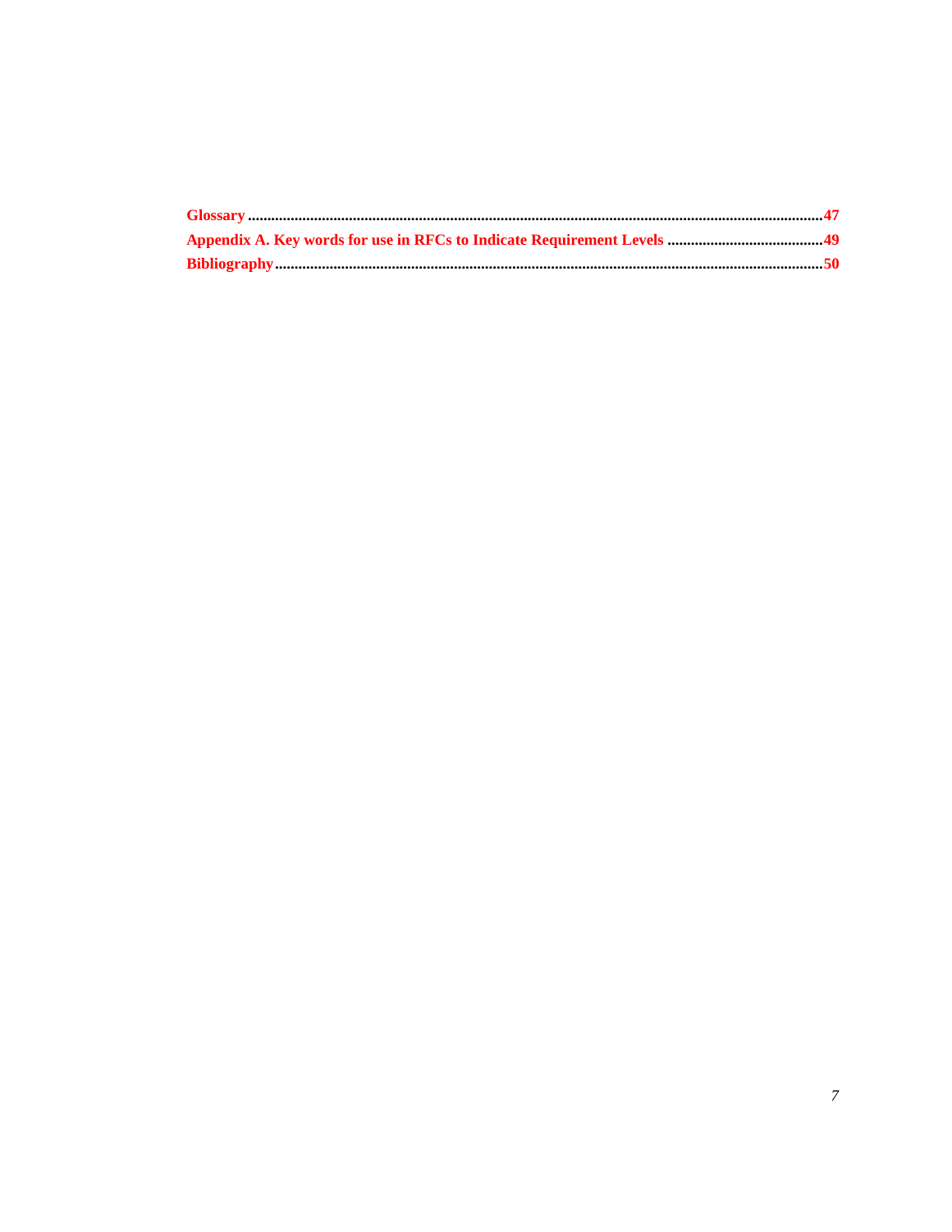**Glossary** .................................................................................................................................................47
**Appendix A. Key words for use in RFCs to Indicate Requirement Levels** ........................................49
**Bibliography**.......................................................................................................................................50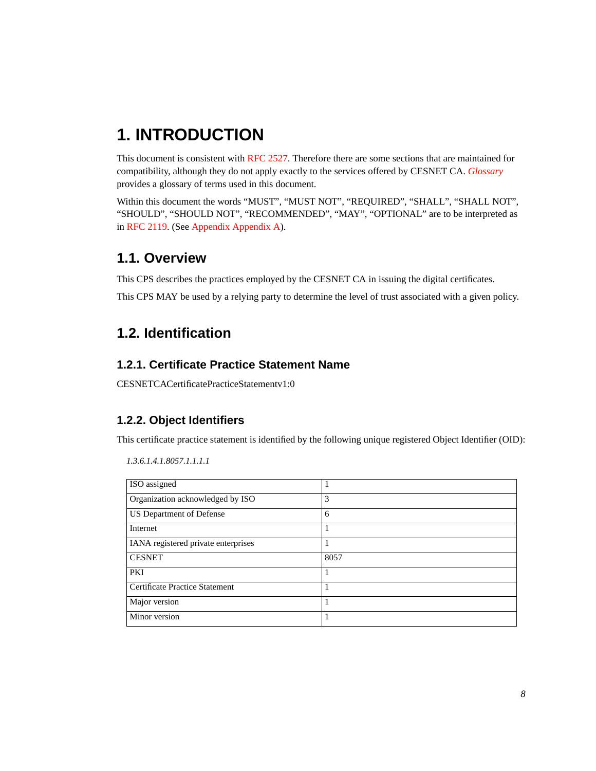# 1. INTRODUCTION

This document is consistent with RFC 2527. Therefore there are some sections that are maintained for compatibility, although they do not apply exactly to the services offered by CESNET CA. *Glossary* provides a glossary of terms used in this document.

Within this document the words “MUST”, “MUST NOT”, “REQUIRED”, “SHALL”, “SHALL NOT”, “SHOULD”, “SHOULD NOT”, “RECOMMENDED”, “MAY”, “OPTIONAL” are to be interpreted as in RFC 2119. (See Appendix Appendix A).

## 1.1. Overview

This CPS describes the practices employed by the CESNET CA in issuing the digital certificates.

This CPS MAY be used by a relying party to determine the level of trust associated with a given policy.

## 1.2. Identification

### 1.2.1. Certificate Practice Statement Name

CESNETCACertificatePracticeStatementv1:0

### 1.2.2. Object Identifiers

This certificate practice statement is identified by the following unique registered Object Identifier (OID):

*1.3.6.1.4.1.8057.1.1.1.1*

| | |
|---|---|
| ISO assigned | 1 |
| Organization acknowledged by ISO | 3 |
| US Department of Defense | 6 |
| Internet | 1 |
| IANA registered private enterprises | 1 |
| CESNET | 8057 |
| PKI | 1 |
| Certificate Practice Statement | 1 |
| Major version | 1 |
| Minor version | 1 |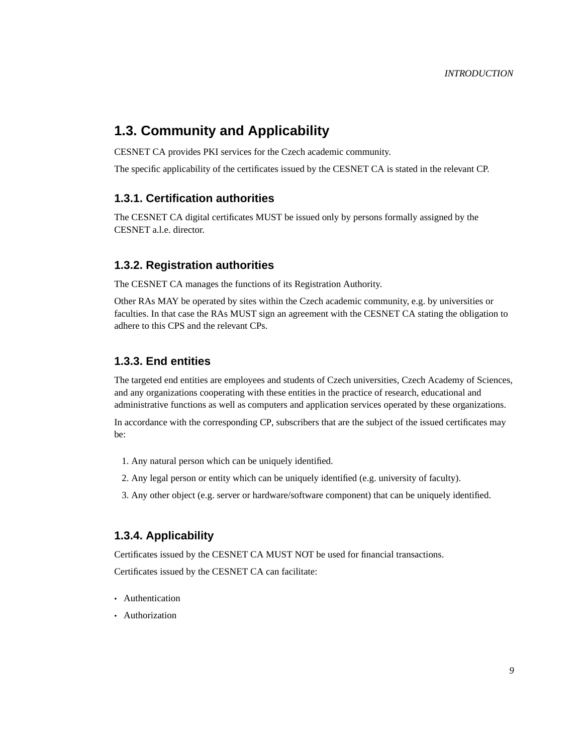## 1.3. Community and Applicability

CESNET CA provides PKI services for the Czech academic community.

The specific applicability of the certificates issued by the CESNET CA is stated in the relevant CP.

### 1.3.1. Certification authorities

The CESNET CA digital certificates MUST be issued only by persons formally assigned by the CESNET a.l.e. director.

### 1.3.2. Registration authorities

The CESNET CA manages the functions of its Registration Authority.

Other RAs MAY be operated by sites within the Czech academic community, e.g. by universities or faculties. In that case the RAs MUST sign an agreement with the CESNET CA stating the obligation to adhere to this CPS and the relevant CPs.

### 1.3.3. End entities

The targeted end entities are employees and students of Czech universities, Czech Academy of Sciences, and any organizations cooperating with these entities in the practice of research, educational and administrative functions as well as computers and application services operated by these organizations.

In accordance with the corresponding CP, subscribers that are the subject of the issued certificates may be:

1. Any natural person which can be uniquely identified.
2. Any legal person or entity which can be uniquely identified (e.g. university of faculty).
3. Any other object (e.g. server or hardware/software component) that can be uniquely identified.

### 1.3.4. Applicability

Certificates issued by the CESNET CA MUST NOT be used for financial transactions.

Certificates issued by the CESNET CA can facilitate:

- Authentication
- Authorization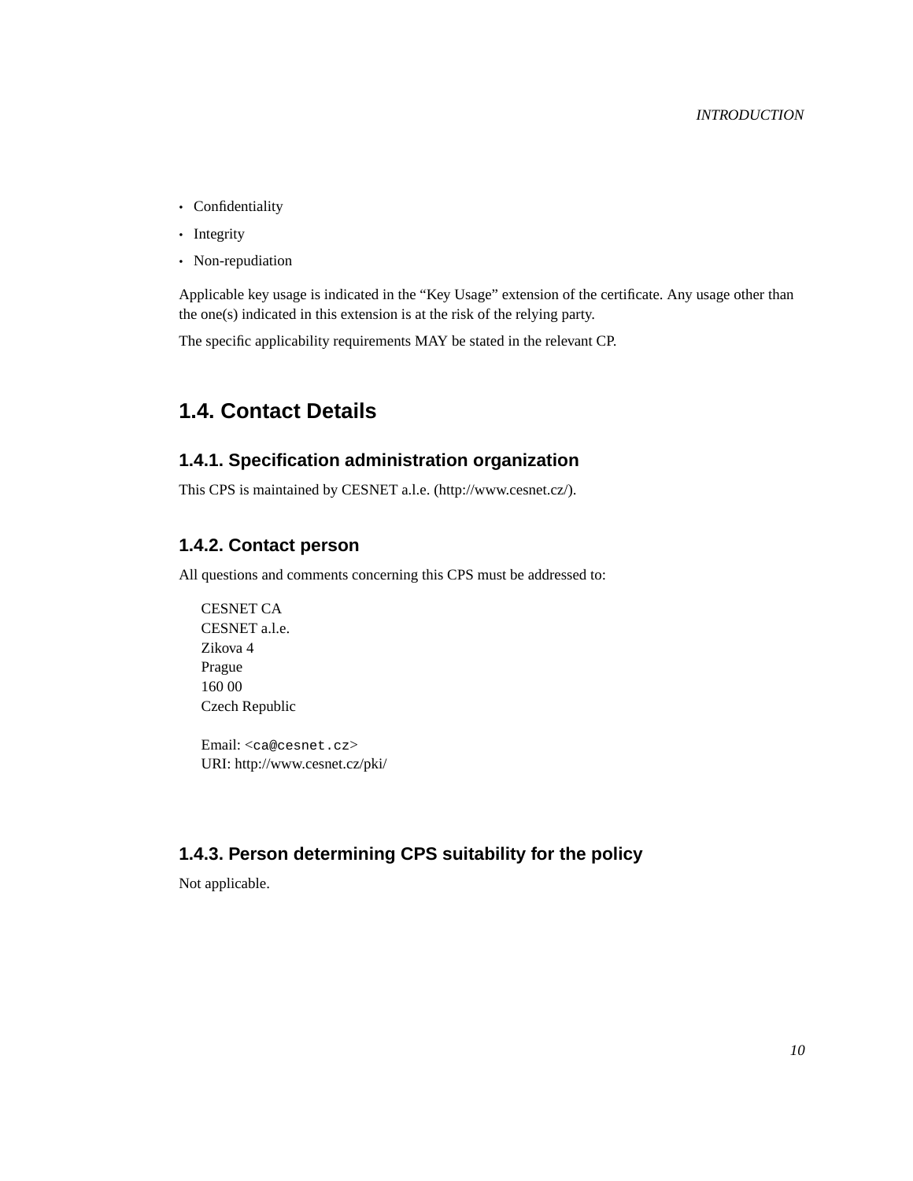- Confidentiality
- Integrity
- Non-repudiation

Applicable key usage is indicated in the “Key Usage” extension of the certificate. Any usage other than the one(s) indicated in this extension is at the risk of the relying party.

The specific applicability requirements MAY be stated in the relevant CP.

## 1.4. Contact Details

### 1.4.1. Specification administration organization

This CPS is maintained by CESNET a.l.e. (http://www.cesnet.cz/).

### 1.4.2. Contact person

All questions and comments concerning this CPS must be addressed to:

CESNET CA
CESNET a.l.e.
Zikova 4
Prague
160 00
Czech Republic

Email: <`ca@cesnet.cz`>
URI: http://www.cesnet.cz/pki/

### 1.4.3. Person determining CPS suitability for the policy

Not applicable.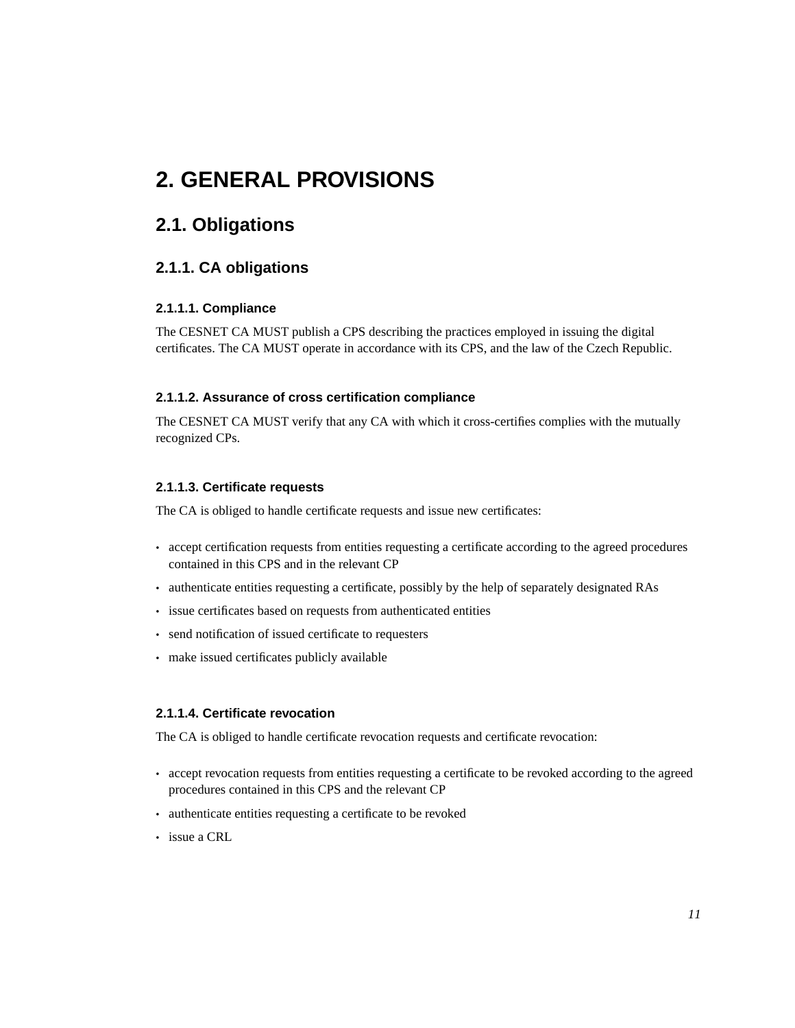# 2. GENERAL PROVISIONS

## 2.1. Obligations

### 2.1.1. CA obligations

#### 2.1.1.1. Compliance

The CESNET CA MUST publish a CPS describing the practices employed in issuing the digital certificates. The CA MUST operate in accordance with its CPS, and the law of the Czech Republic.

#### 2.1.1.2. Assurance of cross certification compliance

The CESNET CA MUST verify that any CA with which it cross-certifies complies with the mutually recognized CPs.

#### 2.1.1.3. Certificate requests

The CA is obliged to handle certificate requests and issue new certificates:

- accept certification requests from entities requesting a certificate according to the agreed procedures contained in this CPS and in the relevant CP
- authenticate entities requesting a certificate, possibly by the help of separately designated RAs
- issue certificates based on requests from authenticated entities
- send notification of issued certificate to requesters
- make issued certificates publicly available

#### 2.1.1.4. Certificate revocation

The CA is obliged to handle certificate revocation requests and certificate revocation:

- accept revocation requests from entities requesting a certificate to be revoked according to the agreed procedures contained in this CPS and the relevant CP
- authenticate entities requesting a certificate to be revoked
- issue a CRL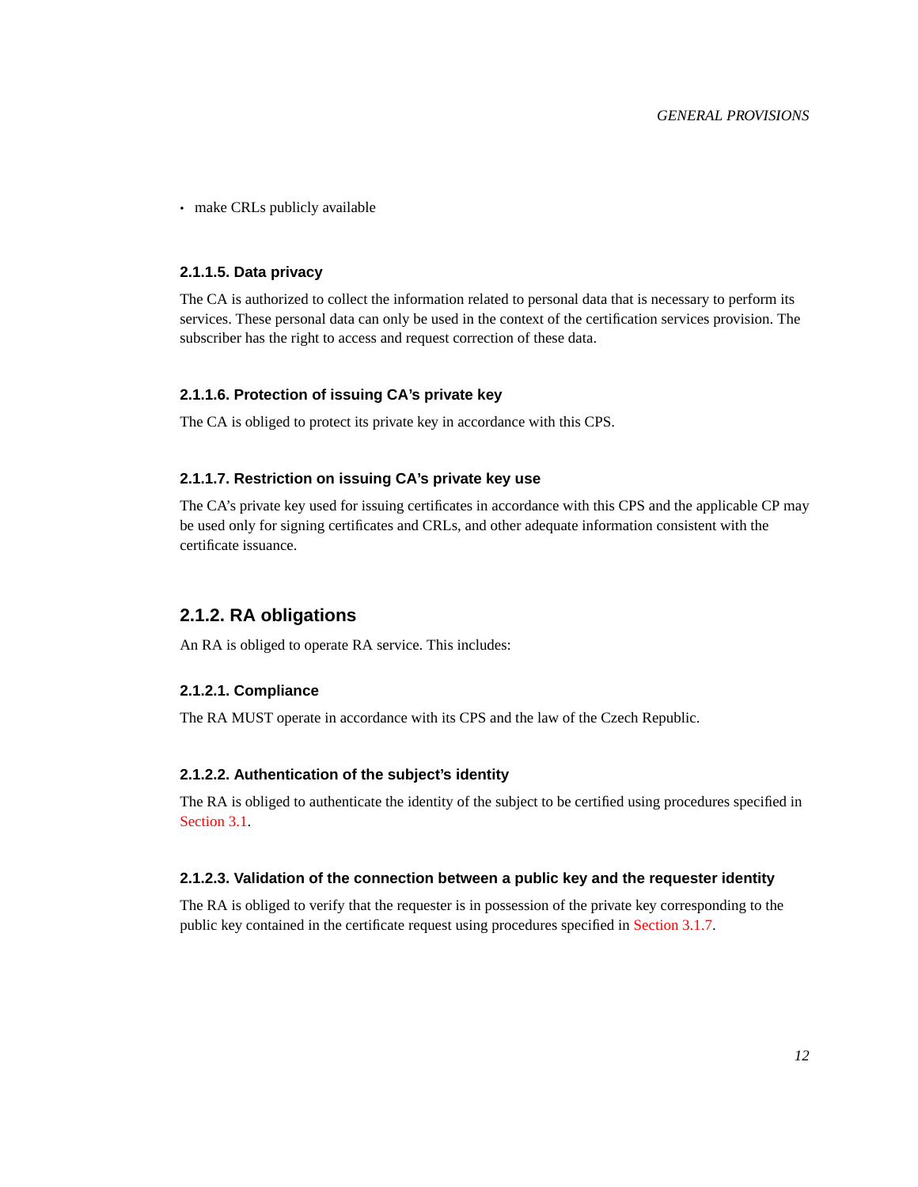- make CRLs publicly available

#### 2.1.1.5. Data privacy

The CA is authorized to collect the information related to personal data that is necessary to perform its services. These personal data can only be used in the context of the certification services provision. The subscriber has the right to access and request correction of these data.

#### 2.1.1.6. Protection of issuing CA's private key

The CA is obliged to protect its private key in accordance with this CPS.

#### 2.1.1.7. Restriction on issuing CA's private key use

The CA's private key used for issuing certificates in accordance with this CPS and the applicable CP may be used only for signing certificates and CRLs, and other adequate information consistent with the certificate issuance.

### 2.1.2. RA obligations

An RA is obliged to operate RA service. This includes:

#### 2.1.2.1. Compliance

The RA MUST operate in accordance with its CPS and the law of the Czech Republic.

#### 2.1.2.2. Authentication of the subject's identity

The RA is obliged to authenticate the identity of the subject to be certified using procedures specified in Section 3.1.

#### 2.1.2.3. Validation of the connection between a public key and the requester identity

The RA is obliged to verify that the requester is in possession of the private key corresponding to the public key contained in the certificate request using procedures specified in Section 3.1.7.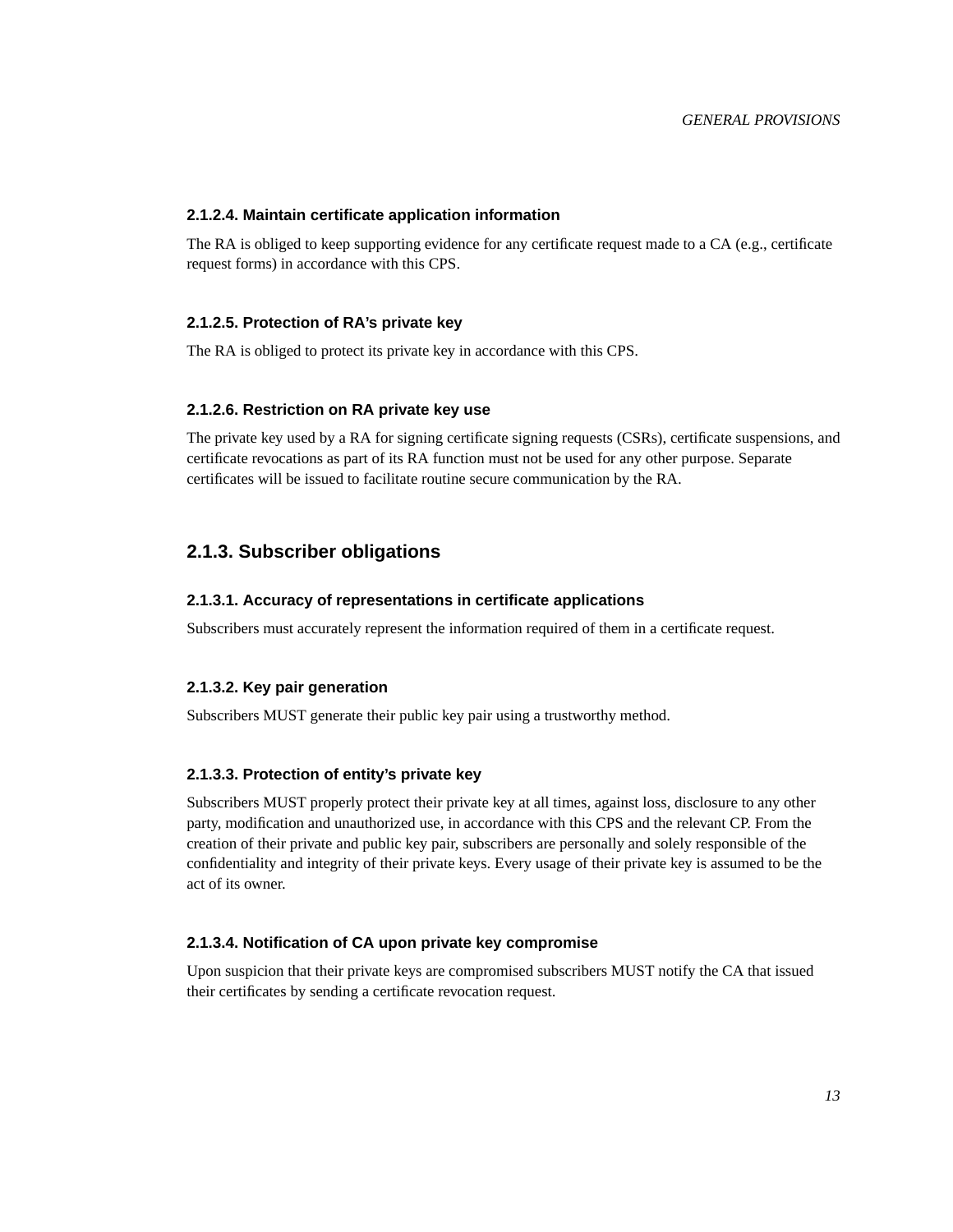#### 2.1.2.4. Maintain certificate application information

The RA is obliged to keep supporting evidence for any certificate request made to a CA (e.g., certificate request forms) in accordance with this CPS.

#### 2.1.2.5. Protection of RA's private key

The RA is obliged to protect its private key in accordance with this CPS.

#### 2.1.2.6. Restriction on RA private key use

The private key used by a RA for signing certificate signing requests (CSRs), certificate suspensions, and certificate revocations as part of its RA function must not be used for any other purpose. Separate certificates will be issued to facilitate routine secure communication by the RA.

### 2.1.3. Subscriber obligations

#### 2.1.3.1. Accuracy of representations in certificate applications

Subscribers must accurately represent the information required of them in a certificate request.

#### 2.1.3.2. Key pair generation

Subscribers MUST generate their public key pair using a trustworthy method.

#### 2.1.3.3. Protection of entity's private key

Subscribers MUST properly protect their private key at all times, against loss, disclosure to any other party, modification and unauthorized use, in accordance with this CPS and the relevant CP. From the creation of their private and public key pair, subscribers are personally and solely responsible of the confidentiality and integrity of their private keys. Every usage of their private key is assumed to be the act of its owner.

#### 2.1.3.4. Notification of CA upon private key compromise

Upon suspicion that their private keys are compromised subscribers MUST notify the CA that issued their certificates by sending a certificate revocation request.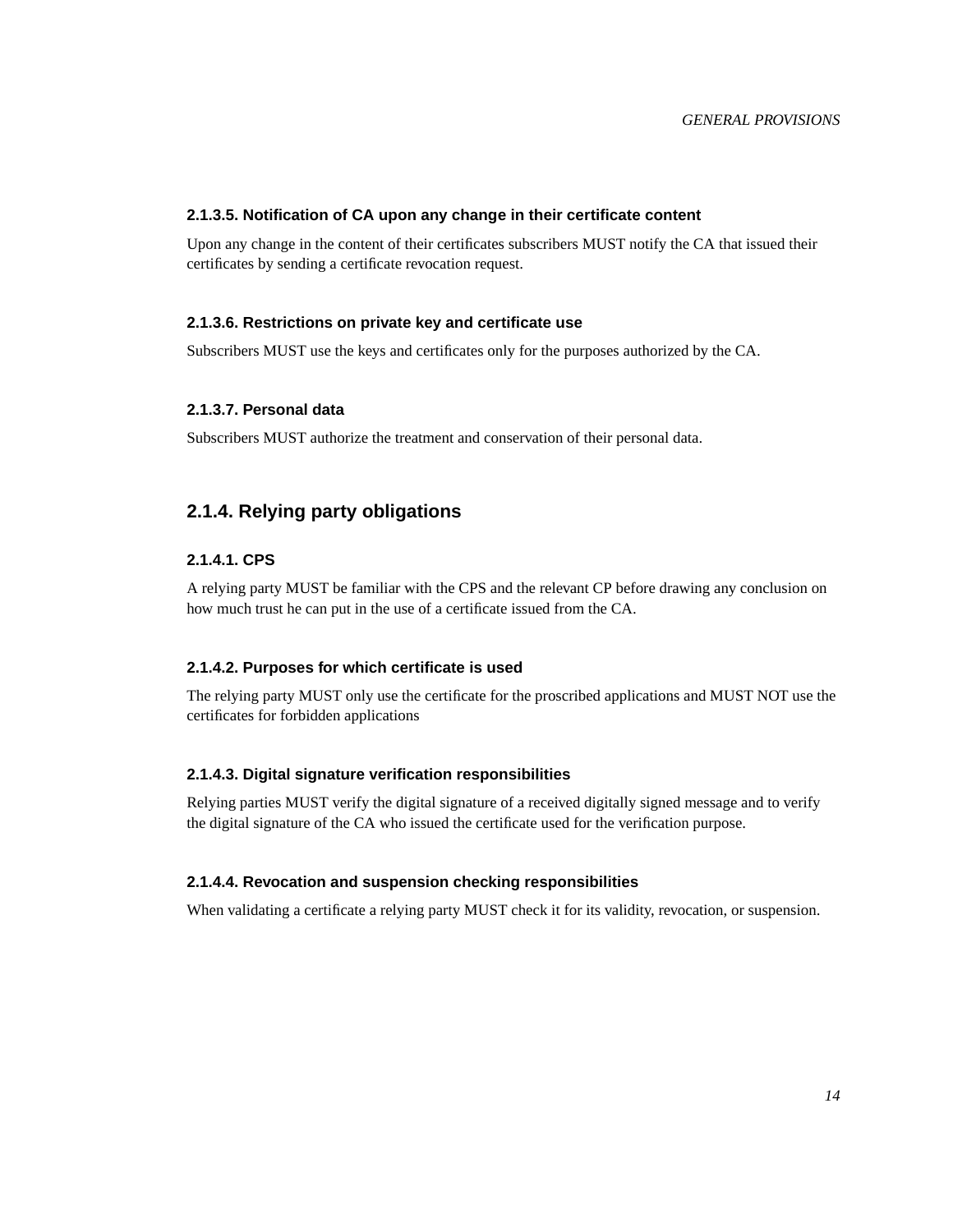#### 2.1.3.5. Notification of CA upon any change in their certificate content

Upon any change in the content of their certificates subscribers MUST notify the CA that issued their certificates by sending a certificate revocation request.

#### 2.1.3.6. Restrictions on private key and certificate use

Subscribers MUST use the keys and certificates only for the purposes authorized by the CA.

#### 2.1.3.7. Personal data

Subscribers MUST authorize the treatment and conservation of their personal data.

### 2.1.4. Relying party obligations

#### 2.1.4.1. CPS

A relying party MUST be familiar with the CPS and the relevant CP before drawing any conclusion on how much trust he can put in the use of a certificate issued from the CA.

#### 2.1.4.2. Purposes for which certificate is used

The relying party MUST only use the certificate for the proscribed applications and MUST NOT use the certificates for forbidden applications

#### 2.1.4.3. Digital signature verification responsibilities

Relying parties MUST verify the digital signature of a received digitally signed message and to verify the digital signature of the CA who issued the certificate used for the verification purpose.

#### 2.1.4.4. Revocation and suspension checking responsibilities

When validating a certificate a relying party MUST check it for its validity, revocation, or suspension.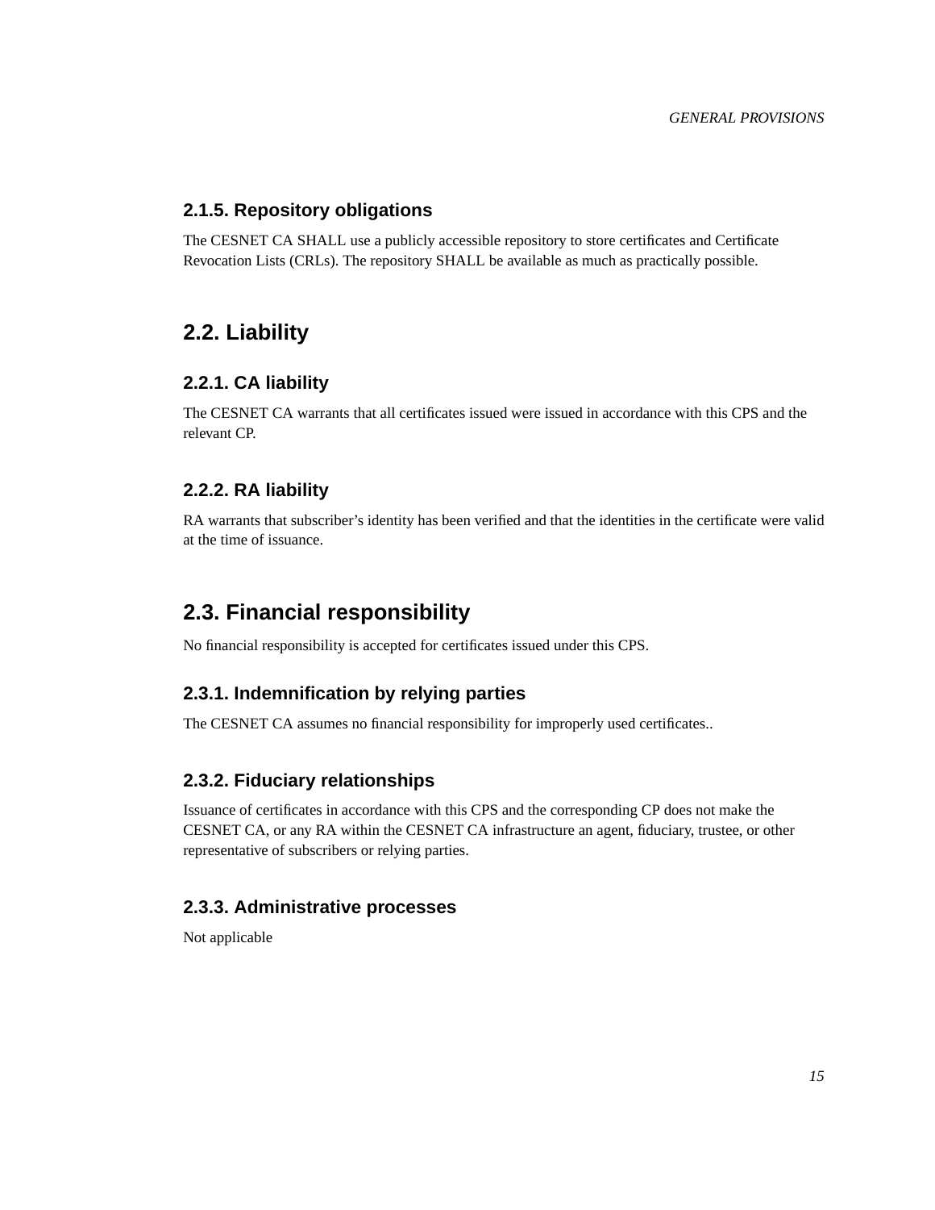### 2.1.5. Repository obligations

The CESNET CA SHALL use a publicly accessible repository to store certificates and Certificate Revocation Lists (CRLs). The repository SHALL be available as much as practically possible.

## 2.2. Liability

### 2.2.1. CA liability

The CESNET CA warrants that all certificates issued were issued in accordance with this CPS and the relevant CP.

### 2.2.2. RA liability

RA warrants that subscriber's identity has been verified and that the identities in the certificate were valid at the time of issuance.

## 2.3. Financial responsibility

No financial responsibility is accepted for certificates issued under this CPS.

### 2.3.1. Indemnification by relying parties

The CESNET CA assumes no financial responsibility for improperly used certificates..

### 2.3.2. Fiduciary relationships

Issuance of certificates in accordance with this CPS and the corresponding CP does not make the CESNET CA, or any RA within the CESNET CA infrastructure an agent, fiduciary, trustee, or other representative of subscribers or relying parties.

### 2.3.3. Administrative processes

Not applicable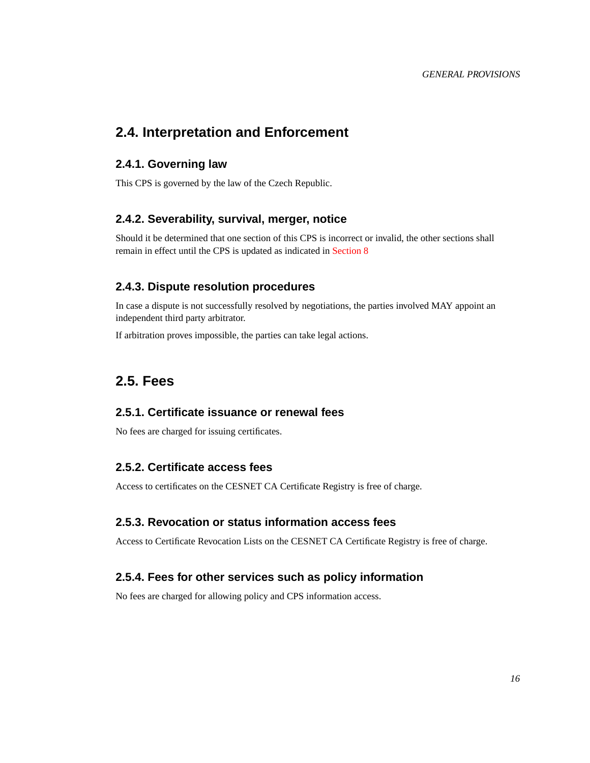## 2.4. Interpretation and Enforcement

### 2.4.1. Governing law

This CPS is governed by the law of the Czech Republic.

### 2.4.2. Severability, survival, merger, notice

Should it be determined that one section of this CPS is incorrect or invalid, the other sections shall remain in effect until the CPS is updated as indicated in Section 8

### 2.4.3. Dispute resolution procedures

In case a dispute is not successfully resolved by negotiations, the parties involved MAY appoint an independent third party arbitrator.

If arbitration proves impossible, the parties can take legal actions.

## 2.5. Fees

### 2.5.1. Certificate issuance or renewal fees

No fees are charged for issuing certificates.

### 2.5.2. Certificate access fees

Access to certificates on the CESNET CA Certificate Registry is free of charge.

### 2.5.3. Revocation or status information access fees

Access to Certificate Revocation Lists on the CESNET CA Certificate Registry is free of charge.

### 2.5.4. Fees for other services such as policy information

No fees are charged for allowing policy and CPS information access.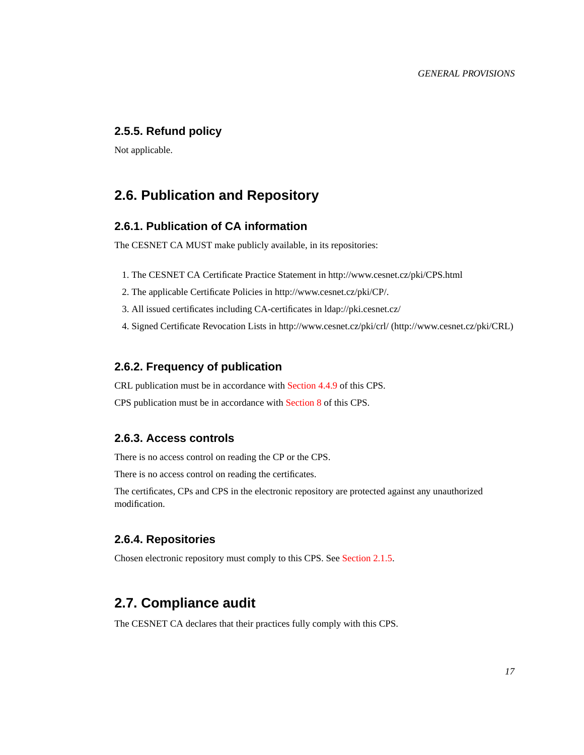### 2.5.5. Refund policy

Not applicable.

## 2.6. Publication and Repository

### 2.6.1. Publication of CA information

The CESNET CA MUST make publicly available, in its repositories:

1. The CESNET CA Certificate Practice Statement in http://www.cesnet.cz/pki/CPS.html
2. The applicable Certificate Policies in http://www.cesnet.cz/pki/CP/.
3. All issued certificates including CA-certificates in ldap://pki.cesnet.cz/
4. Signed Certificate Revocation Lists in http://www.cesnet.cz/pki/crl/ (http://www.cesnet.cz/pki/CRL)

### 2.6.2. Frequency of publication

CRL publication must be in accordance with Section 4.4.9 of this CPS.

CPS publication must be in accordance with Section 8 of this CPS.

### 2.6.3. Access controls

There is no access control on reading the CP or the CPS.

There is no access control on reading the certificates.

The certificates, CPs and CPS in the electronic repository are protected against any unauthorized modification.

### 2.6.4. Repositories

Chosen electronic repository must comply to this CPS. See Section 2.1.5.

## 2.7. Compliance audit

The CESNET CA declares that their practices fully comply with this CPS.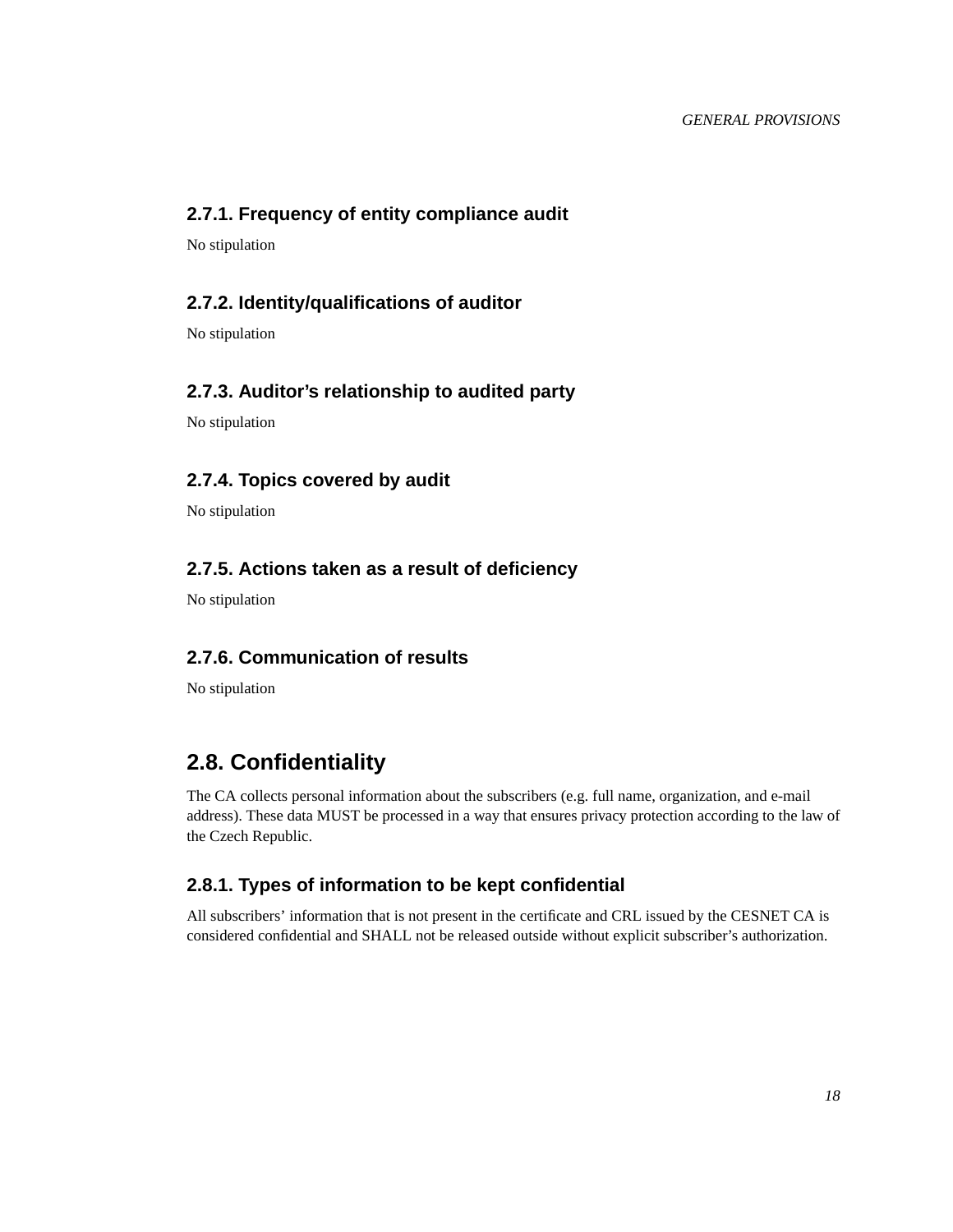### 2.7.1. Frequency of entity compliance audit

No stipulation

### 2.7.2. Identity/qualifications of auditor

No stipulation

### 2.7.3. Auditor's relationship to audited party

No stipulation

### 2.7.4. Topics covered by audit

No stipulation

### 2.7.5. Actions taken as a result of deficiency

No stipulation

### 2.7.6. Communication of results

No stipulation

## 2.8. Confidentiality

The CA collects personal information about the subscribers (e.g. full name, organization, and e-mail address). These data MUST be processed in a way that ensures privacy protection according to the law of the Czech Republic.

### 2.8.1. Types of information to be kept confidential

All subscribers' information that is not present in the certificate and CRL issued by the CESNET CA is considered confidential and SHALL not be released outside without explicit subscriber's authorization.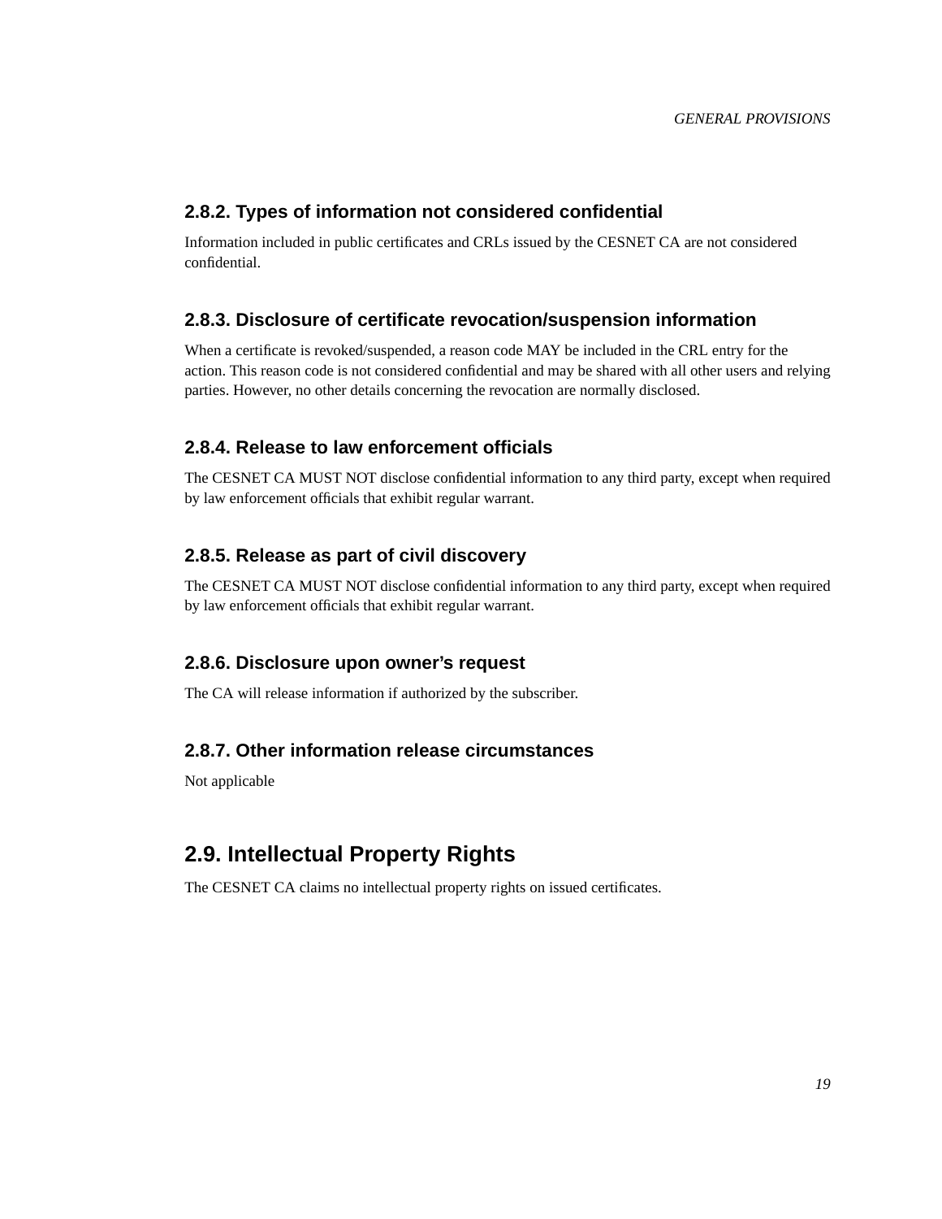### 2.8.2. Types of information not considered confidential

Information included in public certificates and CRLs issued by the CESNET CA are not considered confidential.

### 2.8.3. Disclosure of certificate revocation/suspension information

When a certificate is revoked/suspended, a reason code MAY be included in the CRL entry for the action. This reason code is not considered confidential and may be shared with all other users and relying parties. However, no other details concerning the revocation are normally disclosed.

### 2.8.4. Release to law enforcement officials

The CESNET CA MUST NOT disclose confidential information to any third party, except when required by law enforcement officials that exhibit regular warrant.

### 2.8.5. Release as part of civil discovery

The CESNET CA MUST NOT disclose confidential information to any third party, except when required by law enforcement officials that exhibit regular warrant.

### 2.8.6. Disclosure upon owner's request

The CA will release information if authorized by the subscriber.

### 2.8.7. Other information release circumstances

Not applicable

## 2.9. Intellectual Property Rights

The CESNET CA claims no intellectual property rights on issued certificates.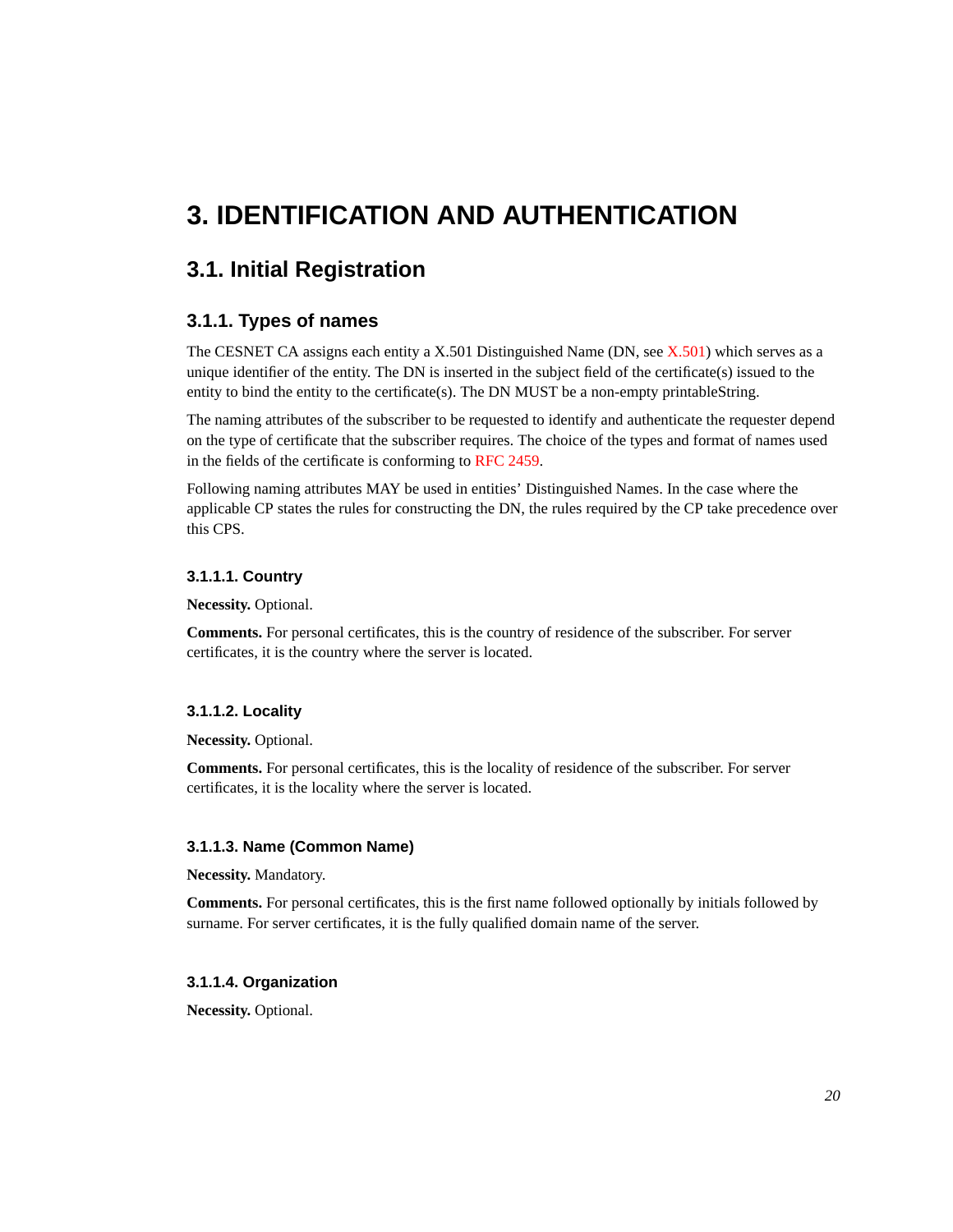# 3. IDENTIFICATION AND AUTHENTICATION

## 3.1. Initial Registration

### 3.1.1. Types of names

The CESNET CA assigns each entity a X.501 Distinguished Name (DN, see X.501) which serves as a unique identifier of the entity. The DN is inserted in the subject field of the certificate(s) issued to the entity to bind the entity to the certificate(s). The DN MUST be a non-empty printableString.

The naming attributes of the subscriber to be requested to identify and authenticate the requester depend on the type of certificate that the subscriber requires. The choice of the types and format of names used in the fields of the certificate is conforming to RFC 2459.

Following naming attributes MAY be used in entities' Distinguished Names. In the case where the applicable CP states the rules for constructing the DN, the rules required by the CP take precedence over this CPS.

#### 3.1.1.1. Country

**Necessity.** Optional.

**Comments.** For personal certificates, this is the country of residence of the subscriber. For server certificates, it is the country where the server is located.

#### 3.1.1.2. Locality

**Necessity.** Optional.

**Comments.** For personal certificates, this is the locality of residence of the subscriber. For server certificates, it is the locality where the server is located.

#### 3.1.1.3. Name (Common Name)

**Necessity.** Mandatory.

**Comments.** For personal certificates, this is the first name followed optionally by initials followed by surname. For server certificates, it is the fully qualified domain name of the server.

#### 3.1.1.4. Organization

**Necessity.** Optional.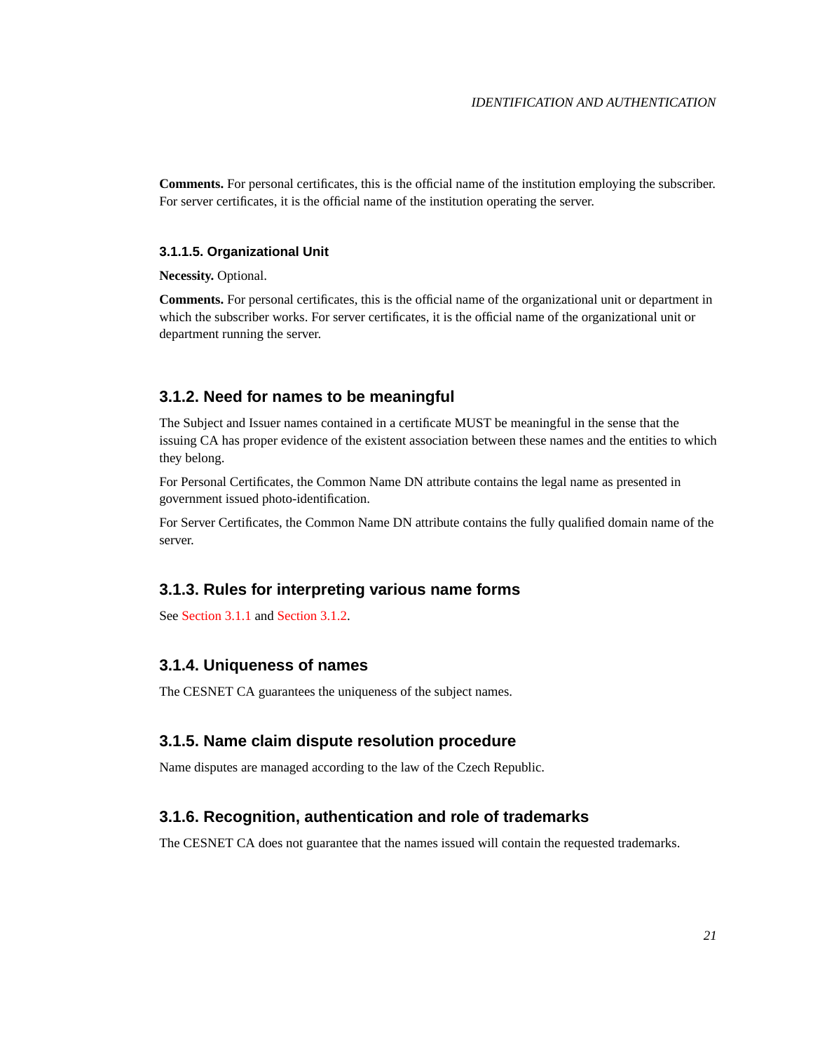**Comments.** For personal certificates, this is the official name of the institution employing the subscriber. For server certificates, it is the official name of the institution operating the server.

#### 3.1.1.5. Organizational Unit

**Necessity.** Optional.

**Comments.** For personal certificates, this is the official name of the organizational unit or department in which the subscriber works. For server certificates, it is the official name of the organizational unit or department running the server.

### 3.1.2. Need for names to be meaningful

The Subject and Issuer names contained in a certificate MUST be meaningful in the sense that the issuing CA has proper evidence of the existent association between these names and the entities to which they belong.

For Personal Certificates, the Common Name DN attribute contains the legal name as presented in government issued photo-identification.

For Server Certificates, the Common Name DN attribute contains the fully qualified domain name of the server.

### 3.1.3. Rules for interpreting various name forms

See Section 3.1.1 and Section 3.1.2.

### 3.1.4. Uniqueness of names

The CESNET CA guarantees the uniqueness of the subject names.

### 3.1.5. Name claim dispute resolution procedure

Name disputes are managed according to the law of the Czech Republic.

### 3.1.6. Recognition, authentication and role of trademarks

The CESNET CA does not guarantee that the names issued will contain the requested trademarks.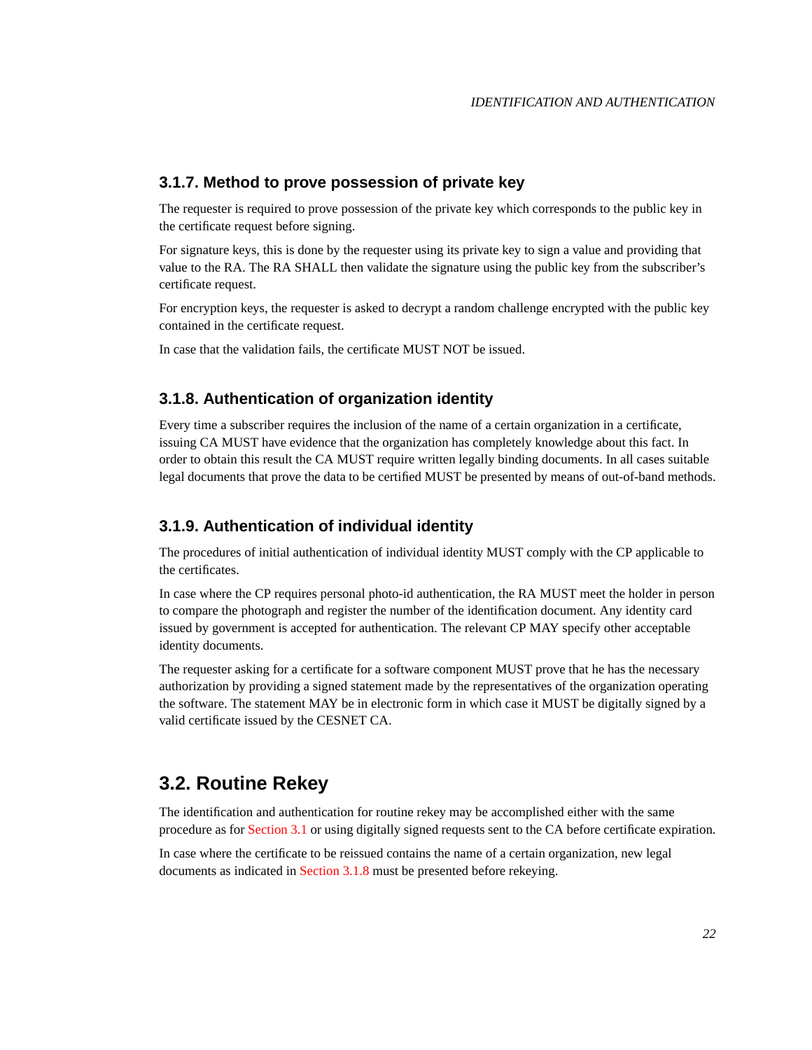### 3.1.7. Method to prove possession of private key

The requester is required to prove possession of the private key which corresponds to the public key in the certificate request before signing.

For signature keys, this is done by the requester using its private key to sign a value and providing that value to the RA. The RA SHALL then validate the signature using the public key from the subscriber's certificate request.

For encryption keys, the requester is asked to decrypt a random challenge encrypted with the public key contained in the certificate request.

In case that the validation fails, the certificate MUST NOT be issued.

### 3.1.8. Authentication of organization identity

Every time a subscriber requires the inclusion of the name of a certain organization in a certificate, issuing CA MUST have evidence that the organization has completely knowledge about this fact. In order to obtain this result the CA MUST require written legally binding documents. In all cases suitable legal documents that prove the data to be certified MUST be presented by means of out-of-band methods.

### 3.1.9. Authentication of individual identity

The procedures of initial authentication of individual identity MUST comply with the CP applicable to the certificates.

In case where the CP requires personal photo-id authentication, the RA MUST meet the holder in person to compare the photograph and register the number of the identification document. Any identity card issued by government is accepted for authentication. The relevant CP MAY specify other acceptable identity documents.

The requester asking for a certificate for a software component MUST prove that he has the necessary authorization by providing a signed statement made by the representatives of the organization operating the software. The statement MAY be in electronic form in which case it MUST be digitally signed by a valid certificate issued by the CESNET CA.

## 3.2. Routine Rekey

The identification and authentication for routine rekey may be accomplished either with the same procedure as for Section 3.1 or using digitally signed requests sent to the CA before certificate expiration.

In case where the certificate to be reissued contains the name of a certain organization, new legal documents as indicated in Section 3.1.8 must be presented before rekeying.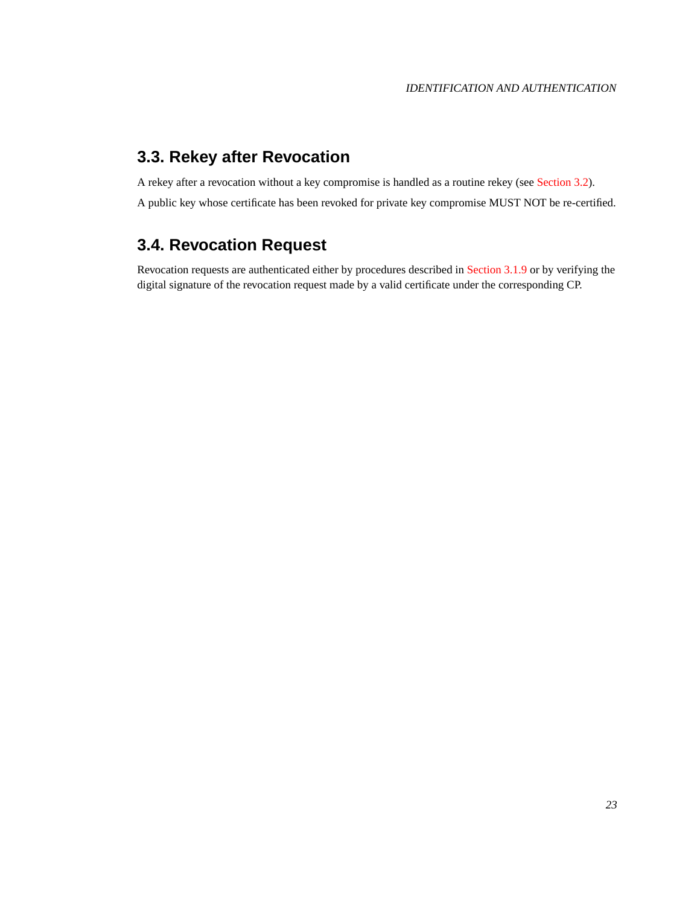## 3.3. Rekey after Revocation

A rekey after a revocation without a key compromise is handled as a routine rekey (see Section 3.2).

A public key whose certificate has been revoked for private key compromise MUST NOT be re-certified.

## 3.4. Revocation Request

Revocation requests are authenticated either by procedures described in Section 3.1.9 or by verifying the digital signature of the revocation request made by a valid certificate under the corresponding CP.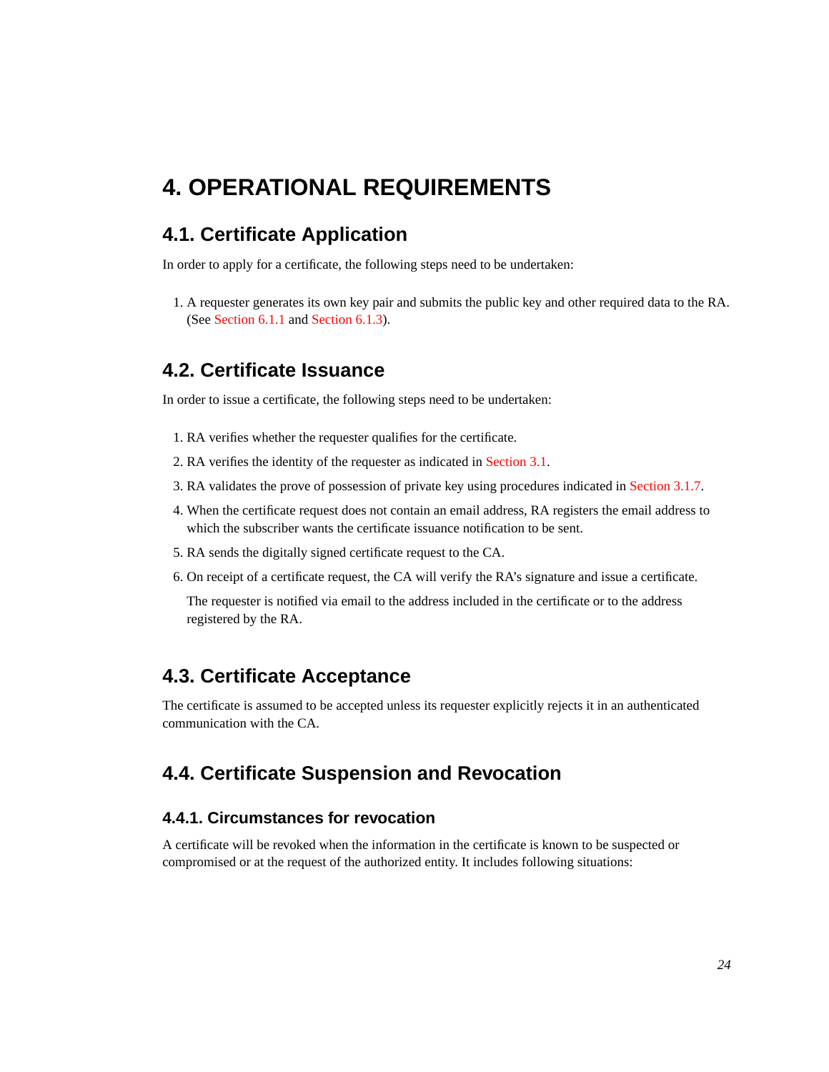# 4. OPERATIONAL REQUIREMENTS

## 4.1. Certificate Application

In order to apply for a certificate, the following steps need to be undertaken:

1. A requester generates its own key pair and submits the public key and other required data to the RA. (See Section 6.1.1 and Section 6.1.3).

## 4.2. Certificate Issuance

In order to issue a certificate, the following steps need to be undertaken:

1. RA verifies whether the requester qualifies for the certificate.
2. RA verifies the identity of the requester as indicated in Section 3.1.
3. RA validates the prove of possession of private key using procedures indicated in Section 3.1.7.
4. When the certificate request does not contain an email address, RA registers the email address to which the subscriber wants the certificate issuance notification to be sent.
5. RA sends the digitally signed certificate request to the CA.
6. On receipt of a certificate request, the CA will verify the RA's signature and issue a certificate.

   The requester is notified via email to the address included in the certificate or to the address registered by the RA.

## 4.3. Certificate Acceptance

The certificate is assumed to be accepted unless its requester explicitly rejects it in an authenticated communication with the CA.

## 4.4. Certificate Suspension and Revocation

### 4.4.1. Circumstances for revocation

A certificate will be revoked when the information in the certificate is known to be suspected or compromised or at the request of the authorized entity. It includes following situations: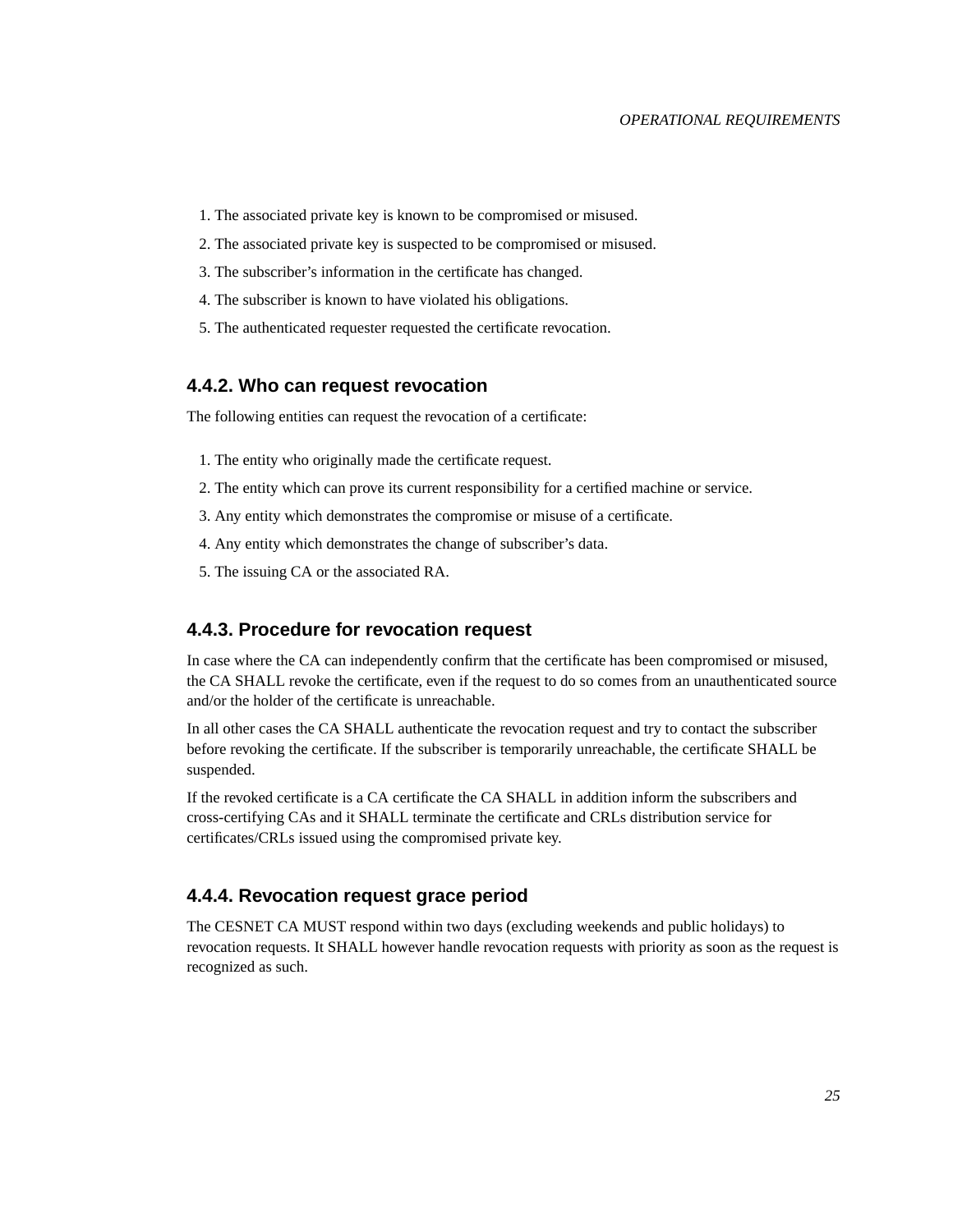1. The associated private key is known to be compromised or misused.
2. The associated private key is suspected to be compromised or misused.
3. The subscriber's information in the certificate has changed.
4. The subscriber is known to have violated his obligations.
5. The authenticated requester requested the certificate revocation.

### 4.4.2. Who can request revocation

The following entities can request the revocation of a certificate:

1. The entity who originally made the certificate request.
2. The entity which can prove its current responsibility for a certified machine or service.
3. Any entity which demonstrates the compromise or misuse of a certificate.
4. Any entity which demonstrates the change of subscriber's data.
5. The issuing CA or the associated RA.

### 4.4.3. Procedure for revocation request

In case where the CA can independently confirm that the certificate has been compromised or misused, the CA SHALL revoke the certificate, even if the request to do so comes from an unauthenticated source and/or the holder of the certificate is unreachable.

In all other cases the CA SHALL authenticate the revocation request and try to contact the subscriber before revoking the certificate. If the subscriber is temporarily unreachable, the certificate SHALL be suspended.

If the revoked certificate is a CA certificate the CA SHALL in addition inform the subscribers and cross-certifying CAs and it SHALL terminate the certificate and CRLs distribution service for certificates/CRLs issued using the compromised private key.

### 4.4.4. Revocation request grace period

The CESNET CA MUST respond within two days (excluding weekends and public holidays) to revocation requests. It SHALL however handle revocation requests with priority as soon as the request is recognized as such.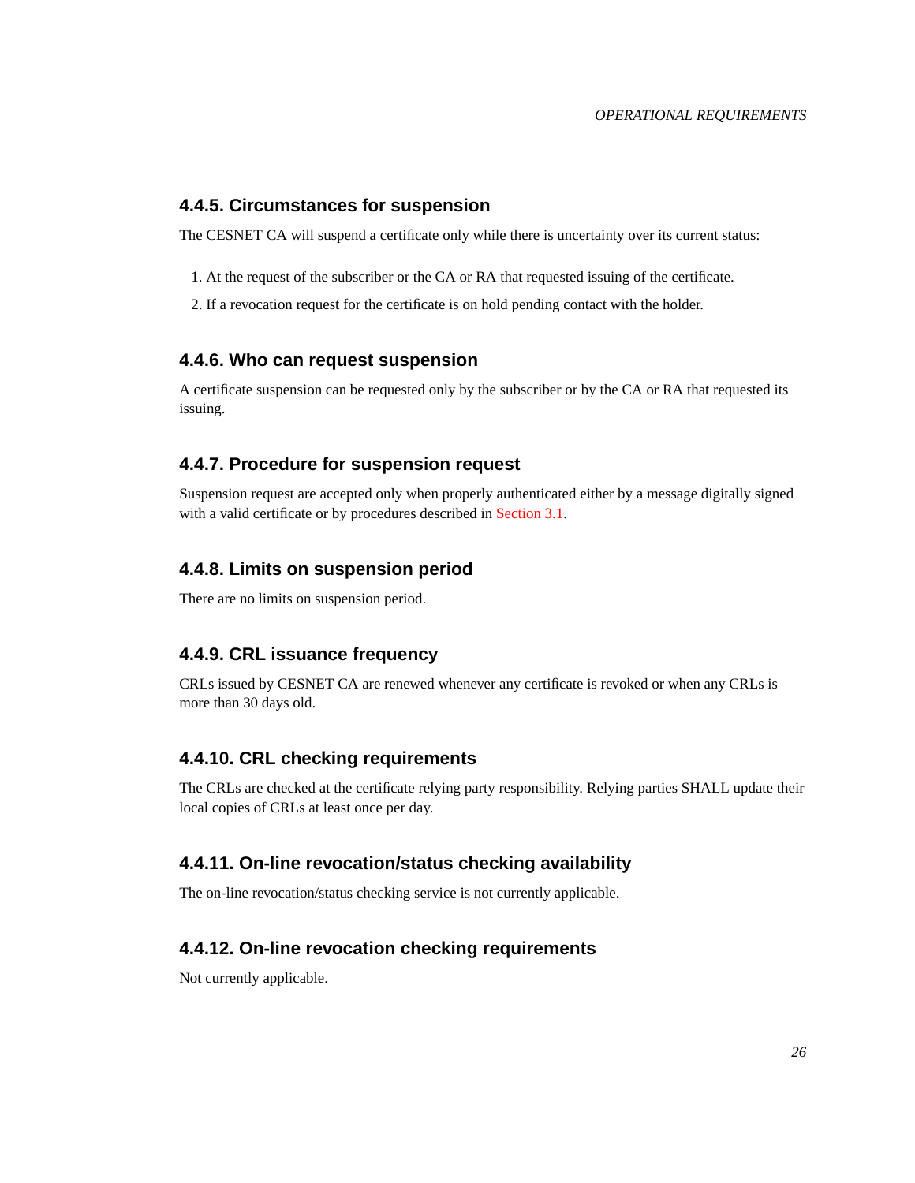### 4.4.5. Circumstances for suspension

The CESNET CA will suspend a certificate only while there is uncertainty over its current status:

1. At the request of the subscriber or the CA or RA that requested issuing of the certificate.
2. If a revocation request for the certificate is on hold pending contact with the holder.

### 4.4.6. Who can request suspension

A certificate suspension can be requested only by the subscriber or by the CA or RA that requested its issuing.

### 4.4.7. Procedure for suspension request

Suspension request are accepted only when properly authenticated either by a message digitally signed with a valid certificate or by procedures described in Section 3.1.

### 4.4.8. Limits on suspension period

There are no limits on suspension period.

### 4.4.9. CRL issuance frequency

CRLs issued by CESNET CA are renewed whenever any certificate is revoked or when any CRLs is more than 30 days old.

### 4.4.10. CRL checking requirements

The CRLs are checked at the certificate relying party responsibility. Relying parties SHALL update their local copies of CRLs at least once per day.

### 4.4.11. On-line revocation/status checking availability

The on-line revocation/status checking service is not currently applicable.

### 4.4.12. On-line revocation checking requirements

Not currently applicable.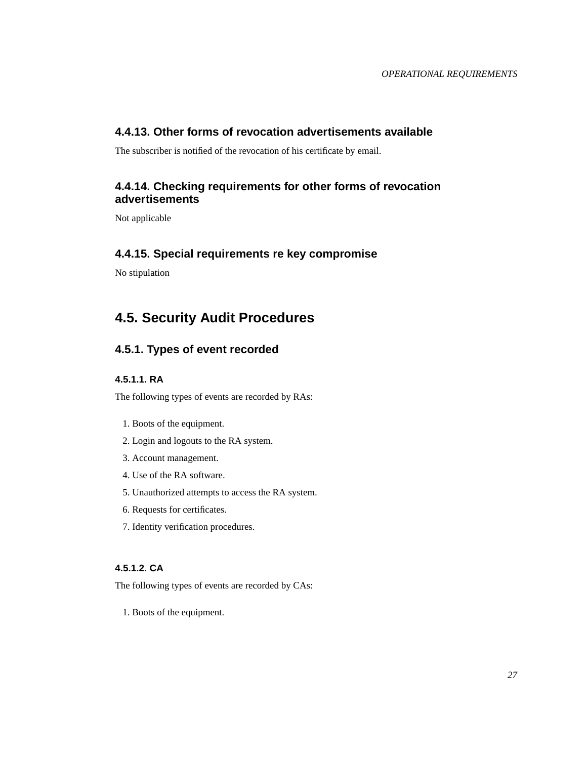### 4.4.13. Other forms of revocation advertisements available

The subscriber is notified of the revocation of his certificate by email.

### 4.4.14. Checking requirements for other forms of revocation advertisements

Not applicable

### 4.4.15. Special requirements re key compromise

No stipulation

## 4.5. Security Audit Procedures

### 4.5.1. Types of event recorded

#### 4.5.1.1. RA

The following types of events are recorded by RAs:

1. Boots of the equipment.
2. Login and logouts to the RA system.
3. Account management.
4. Use of the RA software.
5. Unauthorized attempts to access the RA system.
6. Requests for certificates.
7. Identity verification procedures.

#### 4.5.1.2. CA

The following types of events are recorded by CAs:

1. Boots of the equipment.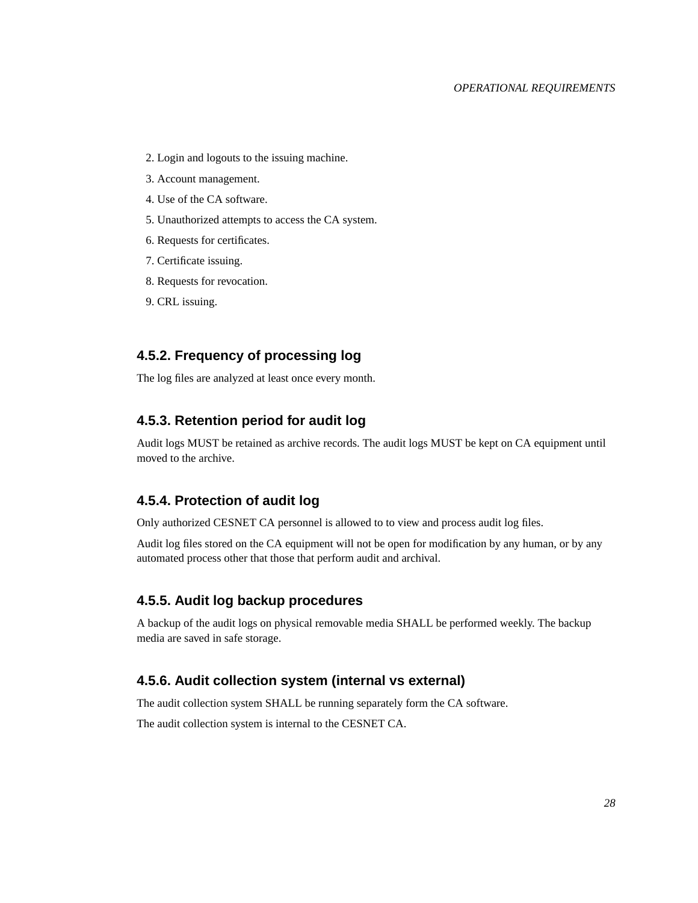2. Login and logouts to the issuing machine.
3. Account management.
4. Use of the CA software.
5. Unauthorized attempts to access the CA system.
6. Requests for certificates.
7. Certificate issuing.
8. Requests for revocation.
9. CRL issuing.

### 4.5.2. Frequency of processing log

The log files are analyzed at least once every month.

### 4.5.3. Retention period for audit log

Audit logs MUST be retained as archive records. The audit logs MUST be kept on CA equipment until moved to the archive.

### 4.5.4. Protection of audit log

Only authorized CESNET CA personnel is allowed to to view and process audit log files.

Audit log files stored on the CA equipment will not be open for modification by any human, or by any automated process other that those that perform audit and archival.

### 4.5.5. Audit log backup procedures

A backup of the audit logs on physical removable media SHALL be performed weekly. The backup media are saved in safe storage.

### 4.5.6. Audit collection system (internal vs external)

The audit collection system SHALL be running separately form the CA software.

The audit collection system is internal to the CESNET CA.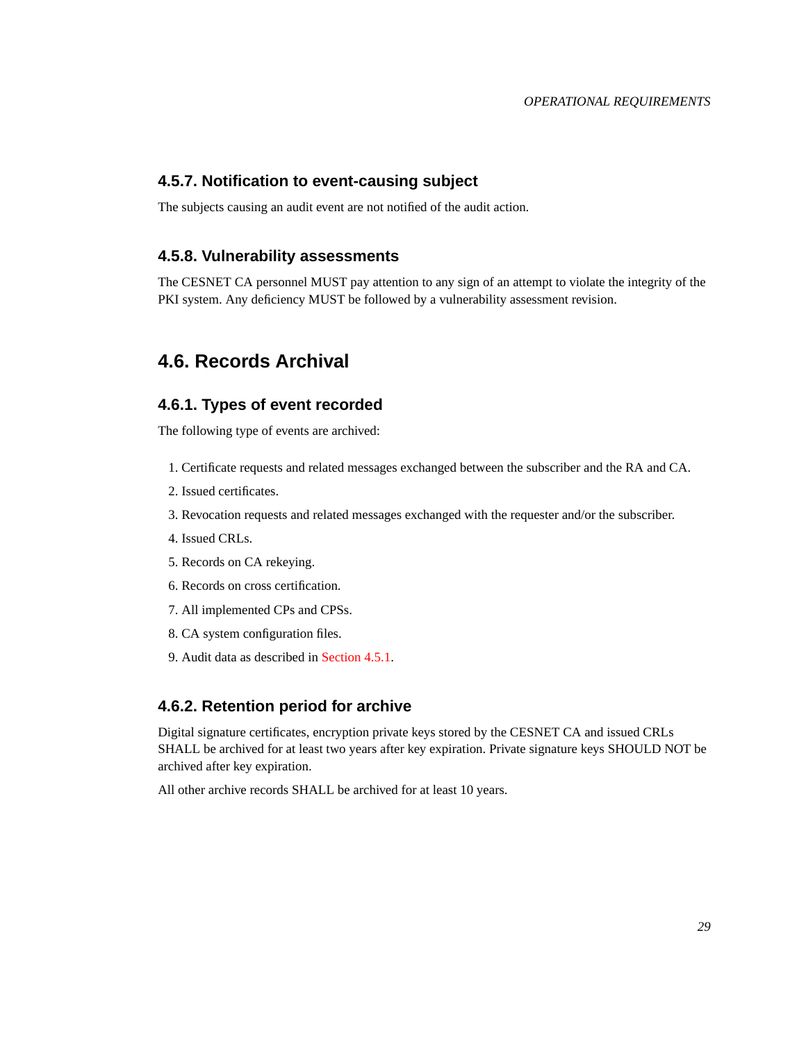### 4.5.7. Notification to event-causing subject

The subjects causing an audit event are not notified of the audit action.

### 4.5.8. Vulnerability assessments

The CESNET CA personnel MUST pay attention to any sign of an attempt to violate the integrity of the PKI system. Any deficiency MUST be followed by a vulnerability assessment revision.

## 4.6. Records Archival

### 4.6.1. Types of event recorded

The following type of events are archived:

1. Certificate requests and related messages exchanged between the subscriber and the RA and CA.
2. Issued certificates.
3. Revocation requests and related messages exchanged with the requester and/or the subscriber.
4. Issued CRLs.
5. Records on CA rekeying.
6. Records on cross certification.
7. All implemented CPs and CPSs.
8. CA system configuration files.
9. Audit data as described in Section 4.5.1.

### 4.6.2. Retention period for archive

Digital signature certificates, encryption private keys stored by the CESNET CA and issued CRLs SHALL be archived for at least two years after key expiration. Private signature keys SHOULD NOT be archived after key expiration.

All other archive records SHALL be archived for at least 10 years.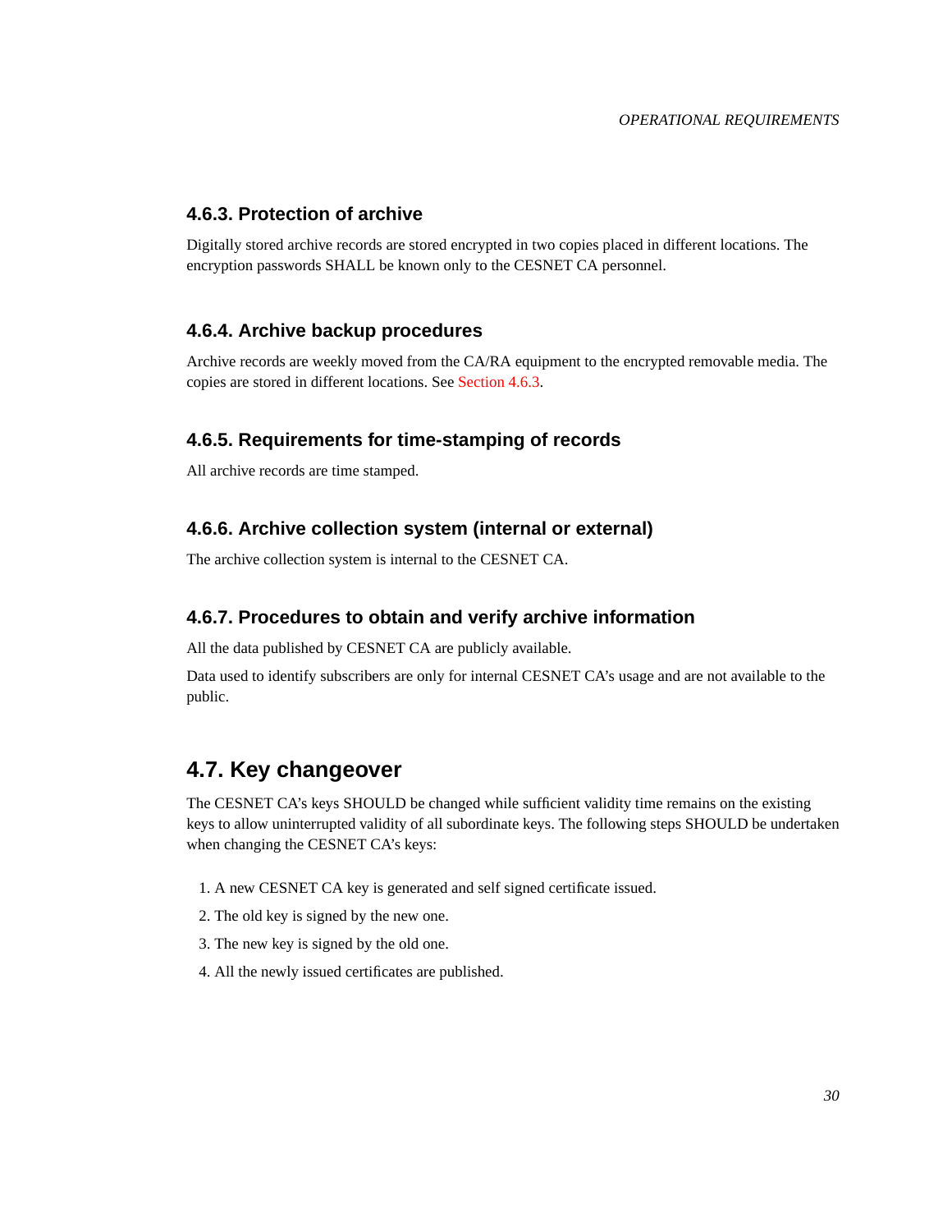### 4.6.3. Protection of archive

Digitally stored archive records are stored encrypted in two copies placed in different locations. The encryption passwords SHALL be known only to the CESNET CA personnel.

### 4.6.4. Archive backup procedures

Archive records are weekly moved from the CA/RA equipment to the encrypted removable media. The copies are stored in different locations. See Section 4.6.3.

### 4.6.5. Requirements for time-stamping of records

All archive records are time stamped.

### 4.6.6. Archive collection system (internal or external)

The archive collection system is internal to the CESNET CA.

### 4.6.7. Procedures to obtain and verify archive information

All the data published by CESNET CA are publicly available.

Data used to identify subscribers are only for internal CESNET CA's usage and are not available to the public.

## 4.7. Key changeover

The CESNET CA's keys SHOULD be changed while sufficient validity time remains on the existing keys to allow uninterrupted validity of all subordinate keys. The following steps SHOULD be undertaken when changing the CESNET CA's keys:

1. A new CESNET CA key is generated and self signed certificate issued.
2. The old key is signed by the new one.
3. The new key is signed by the old one.
4. All the newly issued certificates are published.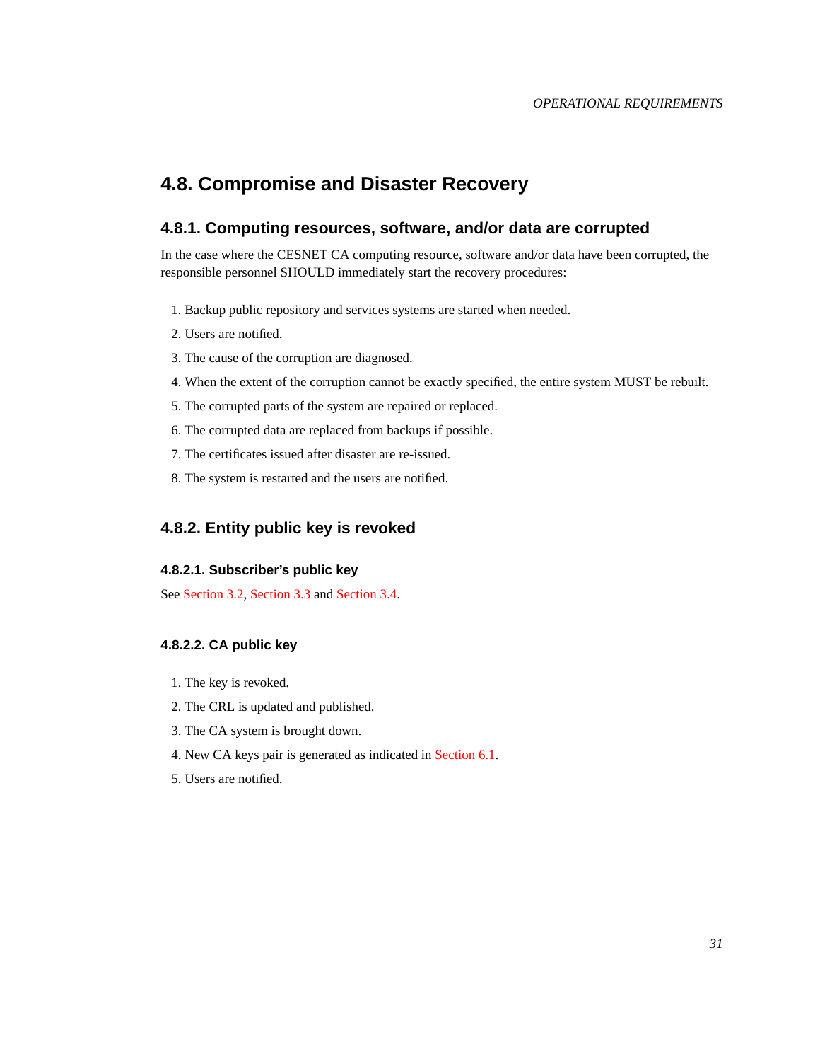## 4.8. Compromise and Disaster Recovery

### 4.8.1. Computing resources, software, and/or data are corrupted

In the case where the CESNET CA computing resource, software and/or data have been corrupted, the responsible personnel SHOULD immediately start the recovery procedures:

1. Backup public repository and services systems are started when needed.
2. Users are notified.
3. The cause of the corruption are diagnosed.
4. When the extent of the corruption cannot be exactly specified, the entire system MUST be rebuilt.
5. The corrupted parts of the system are repaired or replaced.
6. The corrupted data are replaced from backups if possible.
7. The certificates issued after disaster are re-issued.
8. The system is restarted and the users are notified.

### 4.8.2. Entity public key is revoked

#### 4.8.2.1. Subscriber's public key

See Section 3.2, Section 3.3 and Section 3.4.

#### 4.8.2.2. CA public key

1. The key is revoked.
2. The CRL is updated and published.
3. The CA system is brought down.
4. New CA keys pair is generated as indicated in Section 6.1.
5. Users are notified.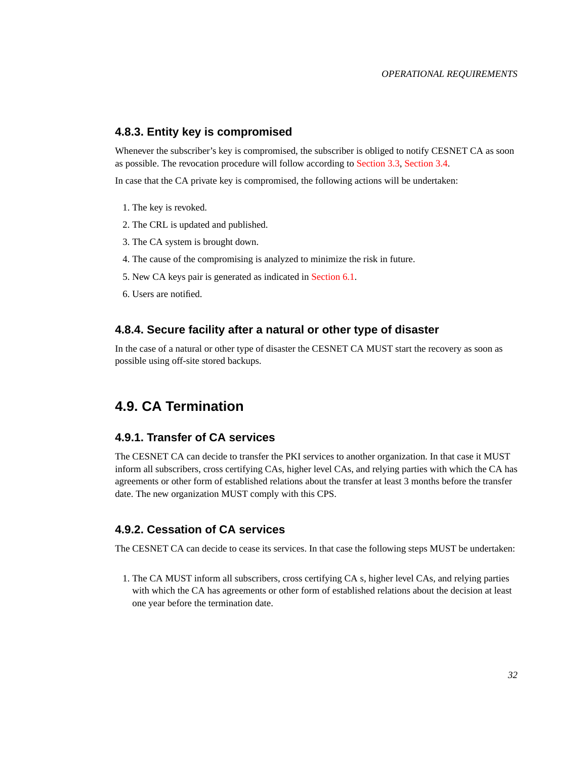### 4.8.3. Entity key is compromised

Whenever the subscriber's key is compromised, the subscriber is obliged to notify CESNET CA as soon as possible. The revocation procedure will follow according to Section 3.3, Section 3.4.

In case that the CA private key is compromised, the following actions will be undertaken:

1. The key is revoked.
2. The CRL is updated and published.
3. The CA system is brought down.
4. The cause of the compromising is analyzed to minimize the risk in future.
5. New CA keys pair is generated as indicated in Section 6.1.
6. Users are notified.

### 4.8.4. Secure facility after a natural or other type of disaster

In the case of a natural or other type of disaster the CESNET CA MUST start the recovery as soon as possible using off-site stored backups.

## 4.9. CA Termination

### 4.9.1. Transfer of CA services

The CESNET CA can decide to transfer the PKI services to another organization. In that case it MUST inform all subscribers, cross certifying CAs, higher level CAs, and relying parties with which the CA has agreements or other form of established relations about the transfer at least 3 months before the transfer date. The new organization MUST comply with this CPS.

### 4.9.2. Cessation of CA services

The CESNET CA can decide to cease its services. In that case the following steps MUST be undertaken:

1. The CA MUST inform all subscribers, cross certifying CA s, higher level CAs, and relying parties with which the CA has agreements or other form of established relations about the decision at least one year before the termination date.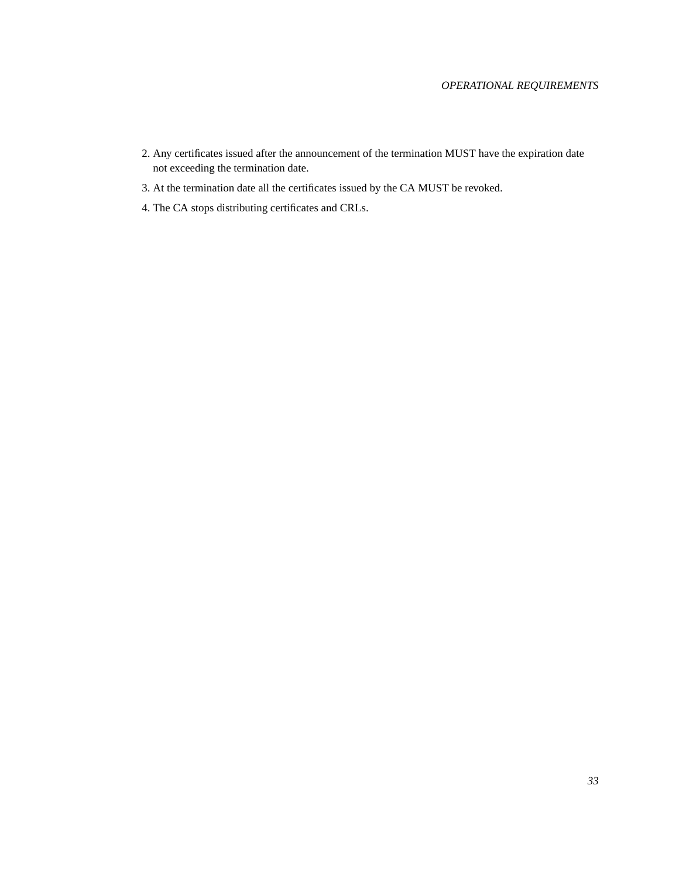2. Any certificates issued after the announcement of the termination MUST have the expiration date not exceeding the termination date.
3. At the termination date all the certificates issued by the CA MUST be revoked.
4. The CA stops distributing certificates and CRLs.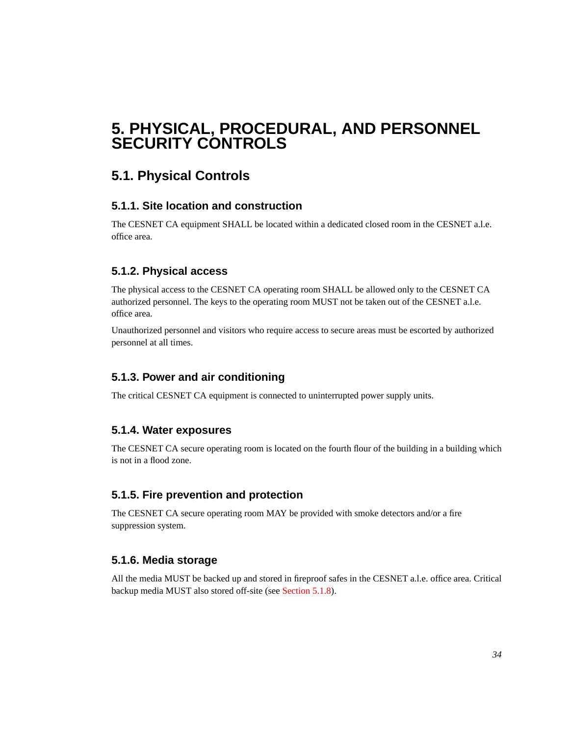# 5. PHYSICAL, PROCEDURAL, AND PERSONNEL SECURITY CONTROLS

## 5.1. Physical Controls

### 5.1.1. Site location and construction

The CESNET CA equipment SHALL be located within a dedicated closed room in the CESNET a.l.e. office area.

### 5.1.2. Physical access

The physical access to the CESNET CA operating room SHALL be allowed only to the CESNET CA authorized personnel. The keys to the operating room MUST not be taken out of the CESNET a.l.e. office area.

Unauthorized personnel and visitors who require access to secure areas must be escorted by authorized personnel at all times.

### 5.1.3. Power and air conditioning

The critical CESNET CA equipment is connected to uninterrupted power supply units.

### 5.1.4. Water exposures

The CESNET CA secure operating room is located on the fourth flour of the building in a building which is not in a flood zone.

### 5.1.5. Fire prevention and protection

The CESNET CA secure operating room MAY be provided with smoke detectors and/or a fire suppression system.

### 5.1.6. Media storage

All the media MUST be backed up and stored in fireproof safes in the CESNET a.l.e. office area. Critical backup media MUST also stored off-site (see Section 5.1.8).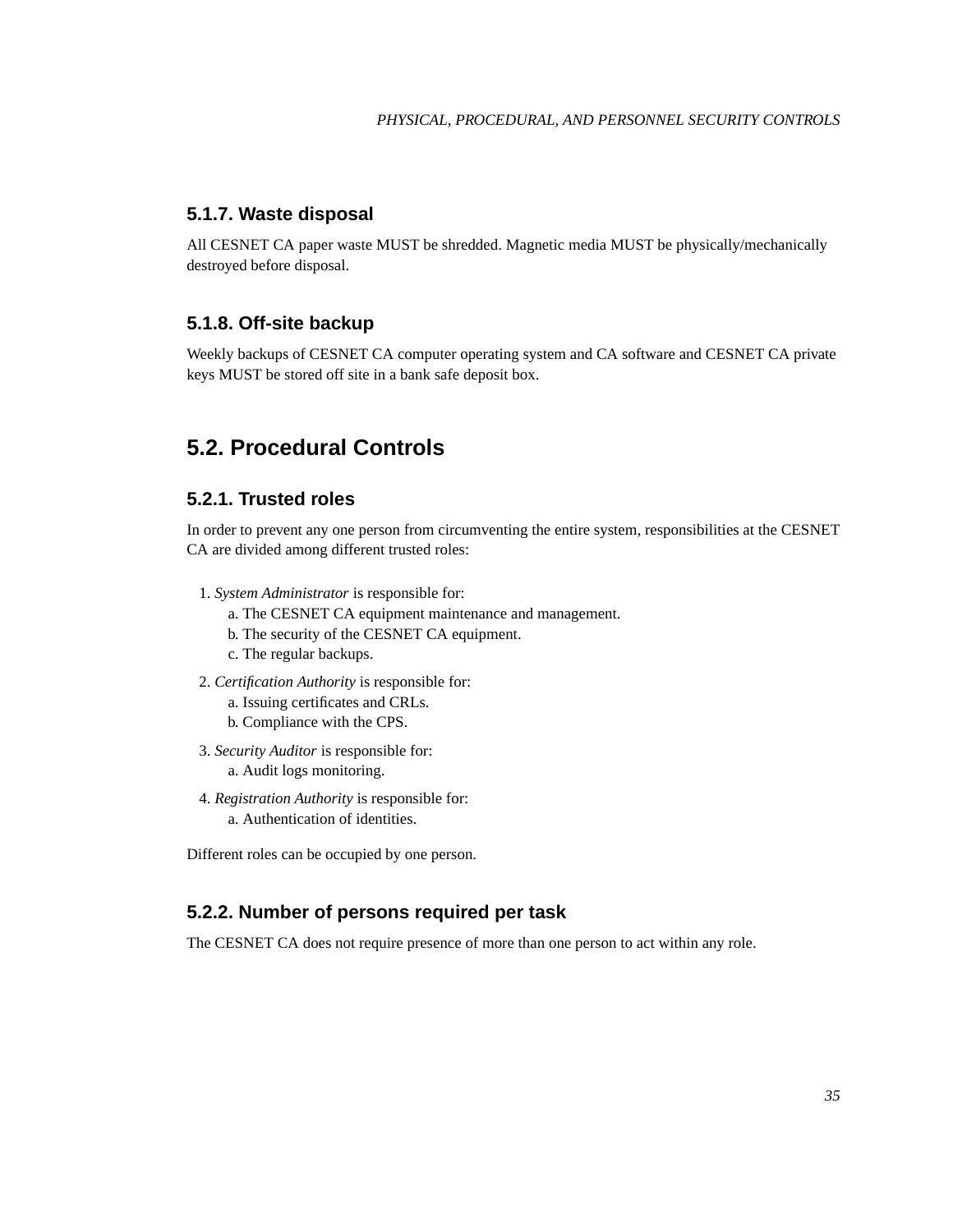### 5.1.7. Waste disposal

All CESNET CA paper waste MUST be shredded. Magnetic media MUST be physically/mechanically destroyed before disposal.

### 5.1.8. Off-site backup

Weekly backups of CESNET CA computer operating system and CA software and CESNET CA private keys MUST be stored off site in a bank safe deposit box.

## 5.2. Procedural Controls

### 5.2.1. Trusted roles

In order to prevent any one person from circumventing the entire system, responsibilities at the CESNET CA are divided among different trusted roles:

1. *System Administrator* is responsible for:
   a. The CESNET CA equipment maintenance and management.
   b. The security of the CESNET CA equipment.
   c. The regular backups.
2. *Certification Authority* is responsible for:
   a. Issuing certificates and CRLs.
   b. Compliance with the CPS.
3. *Security Auditor* is responsible for:
   a. Audit logs monitoring.
4. *Registration Authority* is responsible for:
   a. Authentication of identities.

Different roles can be occupied by one person.

### 5.2.2. Number of persons required per task

The CESNET CA does not require presence of more than one person to act within any role.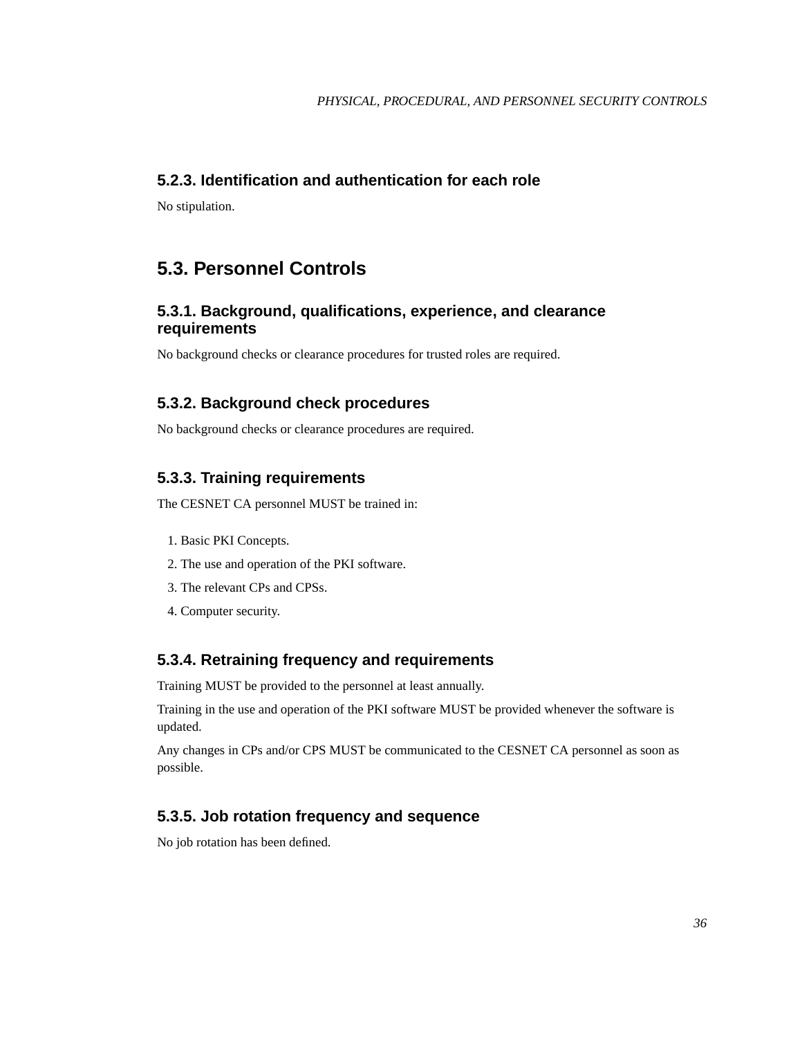### 5.2.3. Identification and authentication for each role

No stipulation.

## 5.3. Personnel Controls

### 5.3.1. Background, qualifications, experience, and clearance requirements

No background checks or clearance procedures for trusted roles are required.

### 5.3.2. Background check procedures

No background checks or clearance procedures are required.

### 5.3.3. Training requirements

The CESNET CA personnel MUST be trained in:

1. Basic PKI Concepts.
2. The use and operation of the PKI software.
3. The relevant CPs and CPSs.
4. Computer security.

### 5.3.4. Retraining frequency and requirements

Training MUST be provided to the personnel at least annually.

Training in the use and operation of the PKI software MUST be provided whenever the software is updated.

Any changes in CPs and/or CPS MUST be communicated to the CESNET CA personnel as soon as possible.

### 5.3.5. Job rotation frequency and sequence

No job rotation has been defined.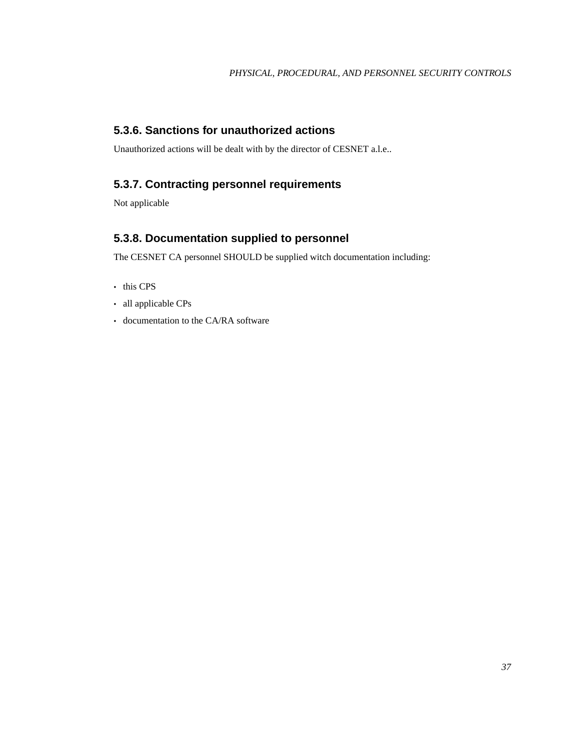### 5.3.6. Sanctions for unauthorized actions

Unauthorized actions will be dealt with by the director of CESNET a.l.e..

### 5.3.7. Contracting personnel requirements

Not applicable

### 5.3.8. Documentation supplied to personnel

The CESNET CA personnel SHOULD be supplied witch documentation including:

- this CPS
- all applicable CPs
- documentation to the CA/RA software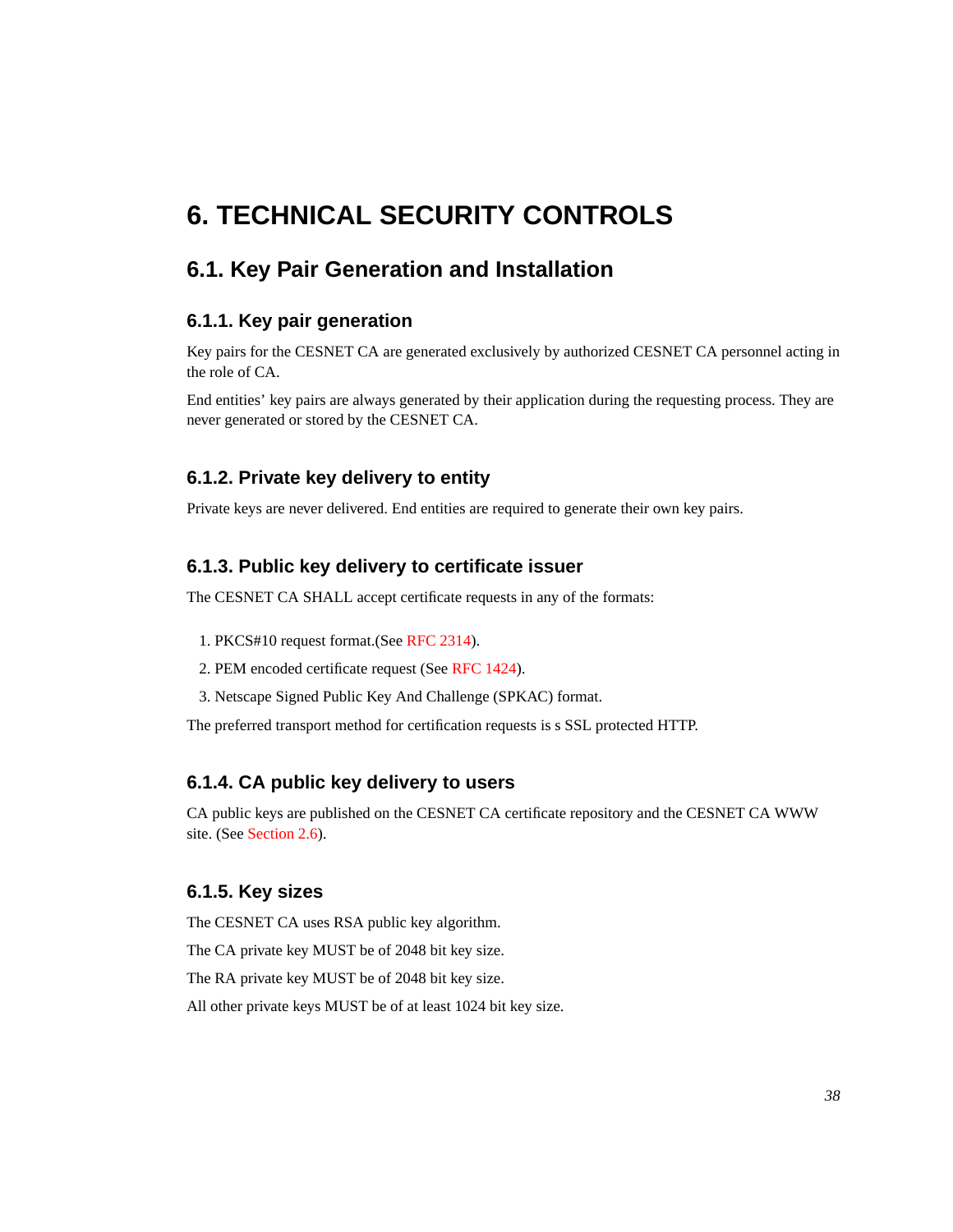# 6. TECHNICAL SECURITY CONTROLS

## 6.1. Key Pair Generation and Installation

### 6.1.1. Key pair generation

Key pairs for the CESNET CA are generated exclusively by authorized CESNET CA personnel acting in the role of CA.

End entities' key pairs are always generated by their application during the requesting process. They are never generated or stored by the CESNET CA.

### 6.1.2. Private key delivery to entity

Private keys are never delivered. End entities are required to generate their own key pairs.

### 6.1.3. Public key delivery to certificate issuer

The CESNET CA SHALL accept certificate requests in any of the formats:

1. PKCS#10 request format.(See RFC 2314).
2. PEM encoded certificate request (See RFC 1424).
3. Netscape Signed Public Key And Challenge (SPKAC) format.

The preferred transport method for certification requests is s SSL protected HTTP.

### 6.1.4. CA public key delivery to users

CA public keys are published on the CESNET CA certificate repository and the CESNET CA WWW site. (See Section 2.6).

### 6.1.5. Key sizes

The CESNET CA uses RSA public key algorithm.

The CA private key MUST be of 2048 bit key size.

The RA private key MUST be of 2048 bit key size.

All other private keys MUST be of at least 1024 bit key size.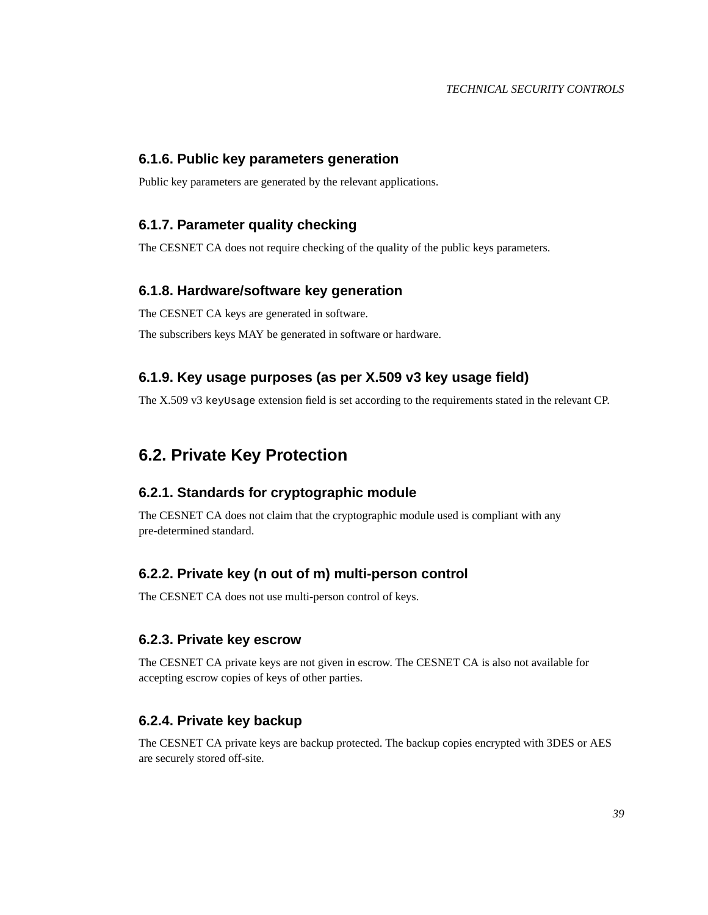### 6.1.6. Public key parameters generation

Public key parameters are generated by the relevant applications.

### 6.1.7. Parameter quality checking

The CESNET CA does not require checking of the quality of the public keys parameters.

### 6.1.8. Hardware/software key generation

The CESNET CA keys are generated in software.

The subscribers keys MAY be generated in software or hardware.

### 6.1.9. Key usage purposes (as per X.509 v3 key usage field)

The X.509 v3 `keyUsage` extension field is set according to the requirements stated in the relevant CP.

## 6.2. Private Key Protection

### 6.2.1. Standards for cryptographic module

The CESNET CA does not claim that the cryptographic module used is compliant with any pre-determined standard.

### 6.2.2. Private key (n out of m) multi-person control

The CESNET CA does not use multi-person control of keys.

### 6.2.3. Private key escrow

The CESNET CA private keys are not given in escrow. The CESNET CA is also not available for accepting escrow copies of keys of other parties.

### 6.2.4. Private key backup

The CESNET CA private keys are backup protected. The backup copies encrypted with 3DES or AES are securely stored off-site.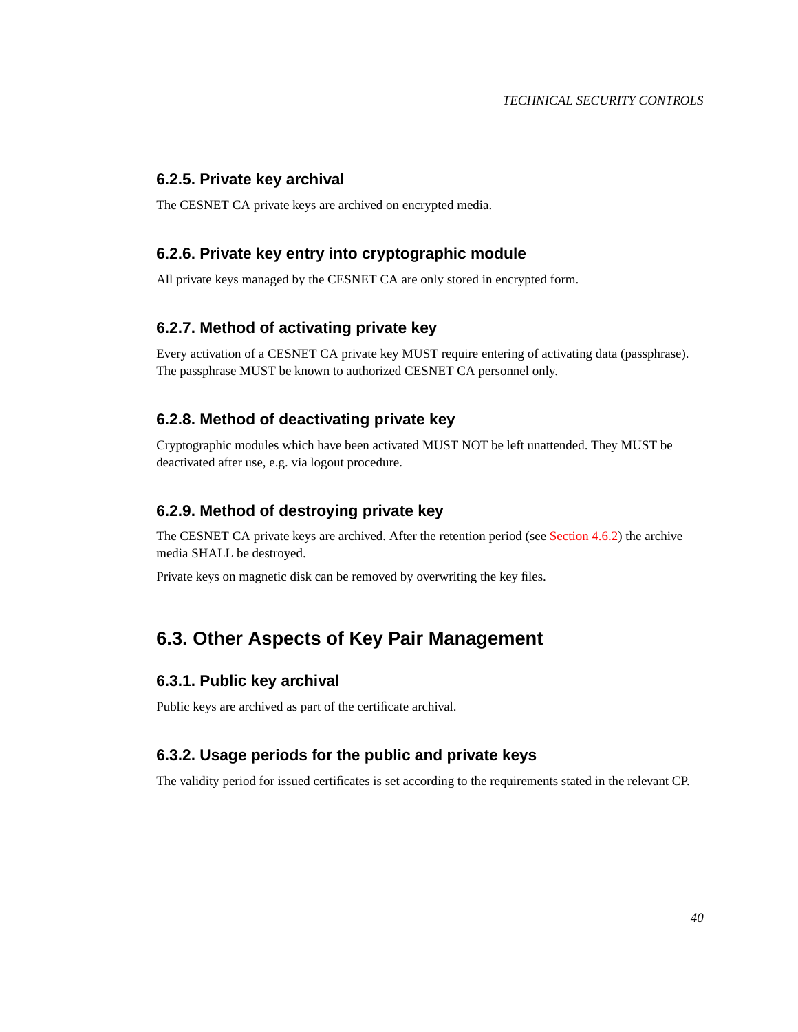### 6.2.5. Private key archival

The CESNET CA private keys are archived on encrypted media.

### 6.2.6. Private key entry into cryptographic module

All private keys managed by the CESNET CA are only stored in encrypted form.

### 6.2.7. Method of activating private key

Every activation of a CESNET CA private key MUST require entering of activating data (passphrase). The passphrase MUST be known to authorized CESNET CA personnel only.

### 6.2.8. Method of deactivating private key

Cryptographic modules which have been activated MUST NOT be left unattended. They MUST be deactivated after use, e.g. via logout procedure.

### 6.2.9. Method of destroying private key

The CESNET CA private keys are archived. After the retention period (see Section 4.6.2) the archive media SHALL be destroyed.

Private keys on magnetic disk can be removed by overwriting the key files.

## 6.3. Other Aspects of Key Pair Management

### 6.3.1. Public key archival

Public keys are archived as part of the certificate archival.

### 6.3.2. Usage periods for the public and private keys

The validity period for issued certificates is set according to the requirements stated in the relevant CP.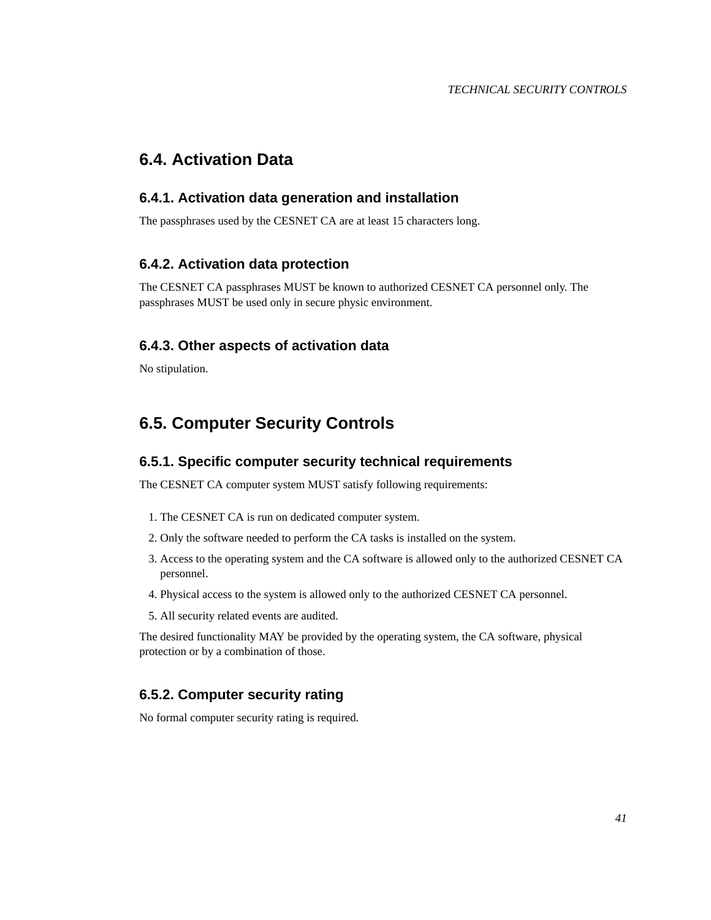## 6.4. Activation Data

### 6.4.1. Activation data generation and installation

The passphrases used by the CESNET CA are at least 15 characters long.

### 6.4.2. Activation data protection

The CESNET CA passphrases MUST be known to authorized CESNET CA personnel only. The passphrases MUST be used only in secure physic environment.

### 6.4.3. Other aspects of activation data

No stipulation.

## 6.5. Computer Security Controls

### 6.5.1. Specific computer security technical requirements

The CESNET CA computer system MUST satisfy following requirements:

1. The CESNET CA is run on dedicated computer system.
2. Only the software needed to perform the CA tasks is installed on the system.
3. Access to the operating system and the CA software is allowed only to the authorized CESNET CA personnel.
4. Physical access to the system is allowed only to the authorized CESNET CA personnel.
5. All security related events are audited.

The desired functionality MAY be provided by the operating system, the CA software, physical protection or by a combination of those.

### 6.5.2. Computer security rating

No formal computer security rating is required.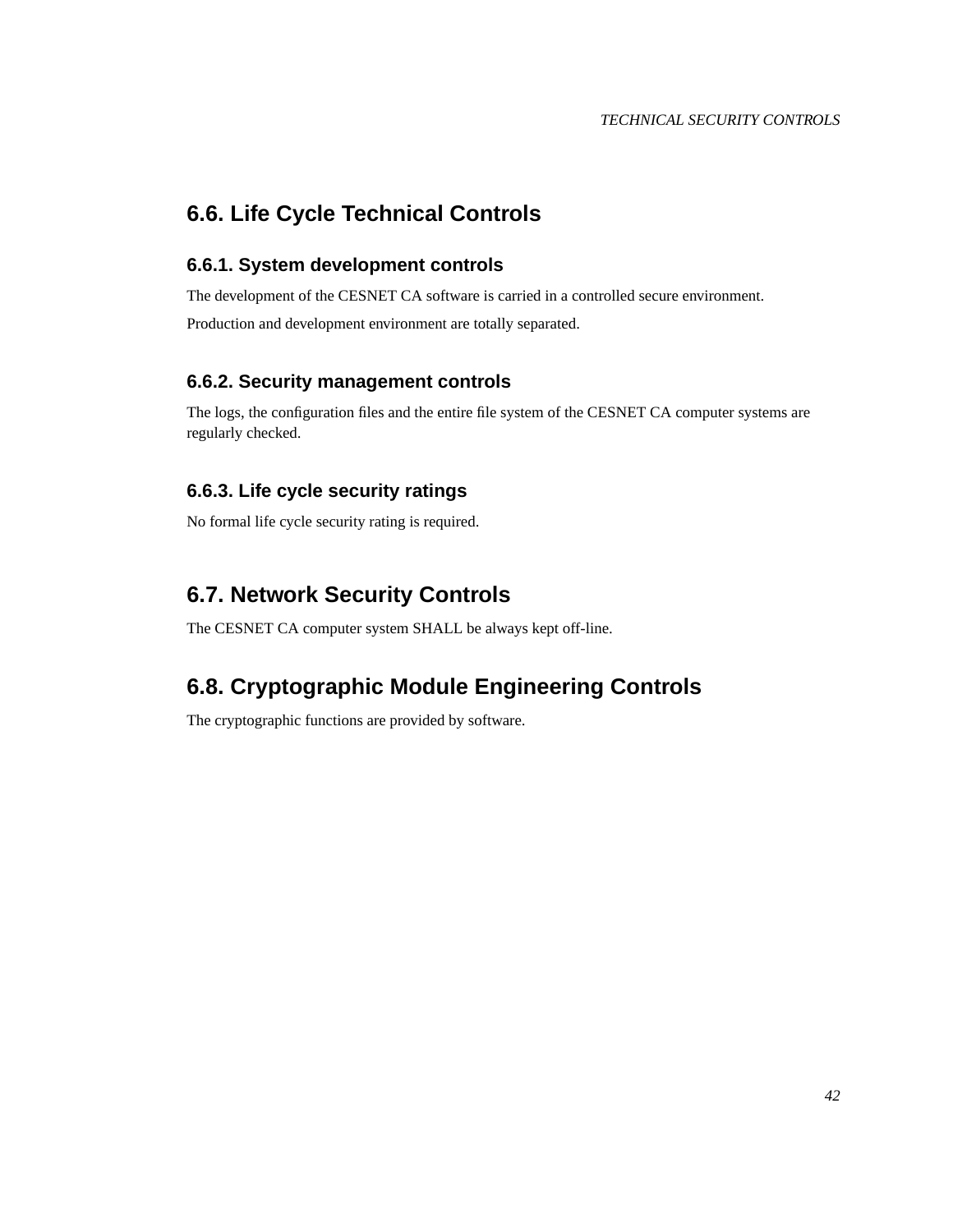## 6.6. Life Cycle Technical Controls

### 6.6.1. System development controls

The development of the CESNET CA software is carried in a controlled secure environment.

Production and development environment are totally separated.

### 6.6.2. Security management controls

The logs, the configuration files and the entire file system of the CESNET CA computer systems are regularly checked.

### 6.6.3. Life cycle security ratings

No formal life cycle security rating is required.

## 6.7. Network Security Controls

The CESNET CA computer system SHALL be always kept off-line.

## 6.8. Cryptographic Module Engineering Controls

The cryptographic functions are provided by software.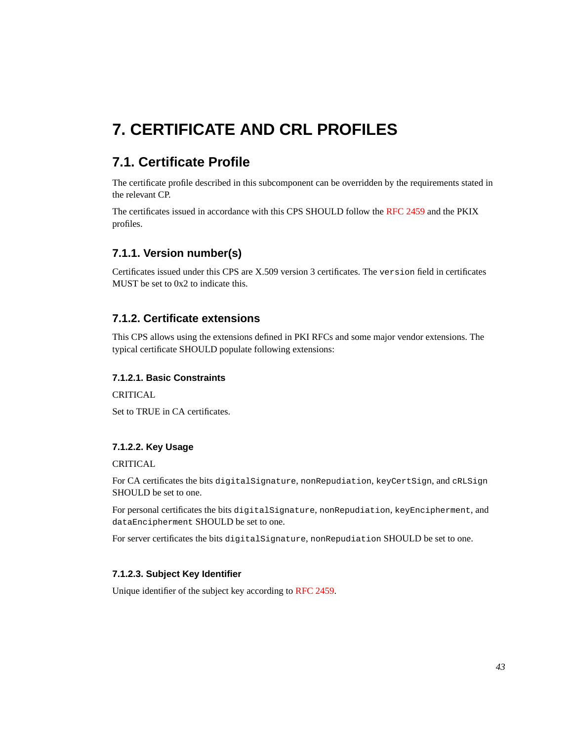# 7. CERTIFICATE AND CRL PROFILES

## 7.1. Certificate Profile

The certificate profile described in this subcomponent can be overridden by the requirements stated in the relevant CP.

The certificates issued in accordance with this CPS SHOULD follow the RFC 2459 and the PKIX profiles.

### 7.1.1. Version number(s)

Certificates issued under this CPS are X.509 version 3 certificates. The `version` field in certificates MUST be set to 0x2 to indicate this.

### 7.1.2. Certificate extensions

This CPS allows using the extensions defined in PKI RFCs and some major vendor extensions. The typical certificate SHOULD populate following extensions:

#### 7.1.2.1. Basic Constraints

CRITICAL

Set to TRUE in CA certificates.

#### 7.1.2.2. Key Usage

CRITICAL

For CA certificates the bits `digitalSignature`, `nonRepudiation`, `keyCertSign`, and `cRLSign` SHOULD be set to one.

For personal certificates the bits `digitalSignature`, `nonRepudiation`, `keyEncipherment`, and `dataEncipherment` SHOULD be set to one.

For server certificates the bits `digitalSignature`, `nonRepudiation` SHOULD be set to one.

#### 7.1.2.3. Subject Key Identifier

Unique identifier of the subject key according to RFC 2459.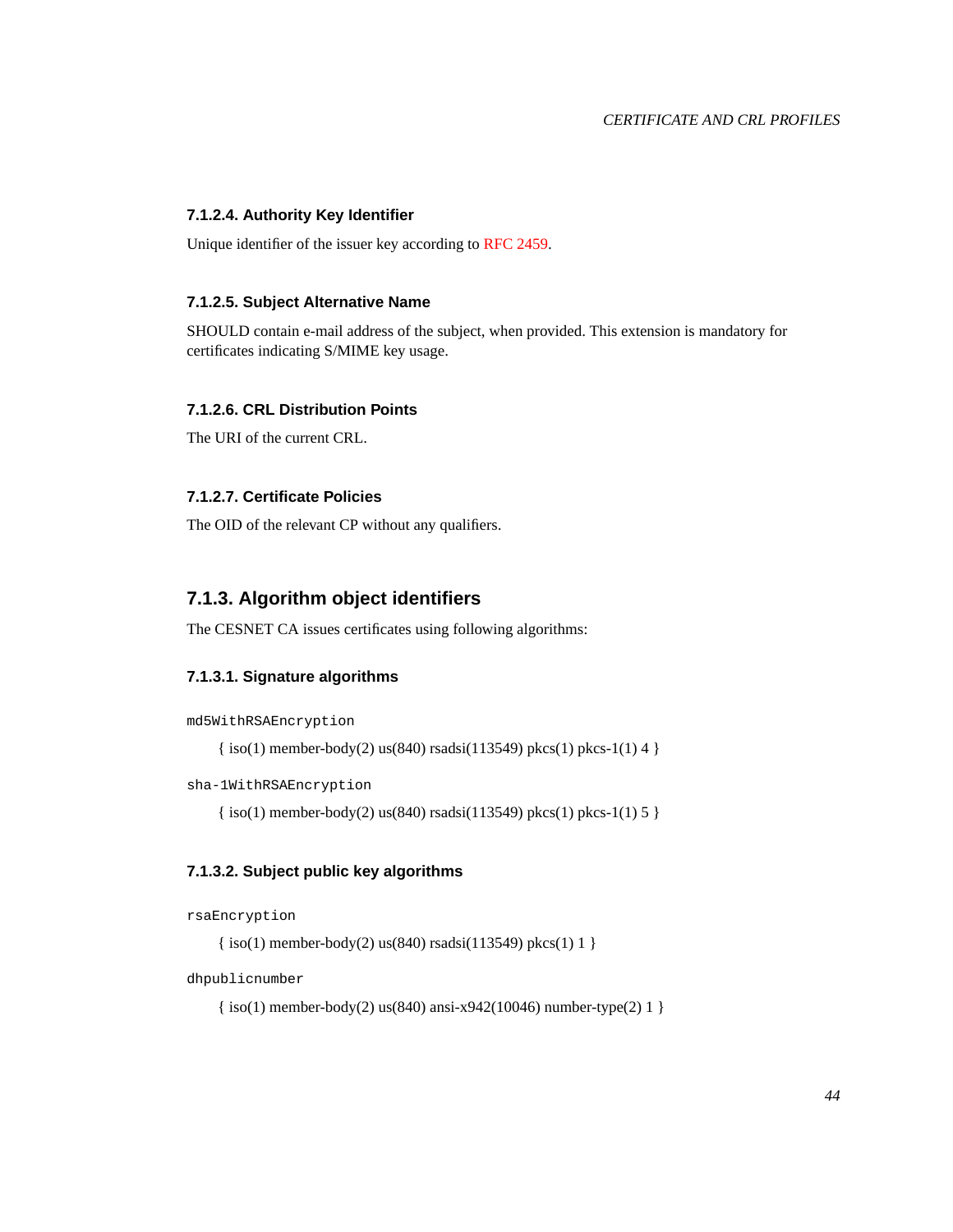#### 7.1.2.4. Authority Key Identifier

Unique identifier of the issuer key according to RFC 2459.

#### 7.1.2.5. Subject Alternative Name

SHOULD contain e-mail address of the subject, when provided. This extension is mandatory for certificates indicating S/MIME key usage.

#### 7.1.2.6. CRL Distribution Points

The URI of the current CRL.

#### 7.1.2.7. Certificate Policies

The OID of the relevant CP without any qualifiers.

### 7.1.3. Algorithm object identifiers

The CESNET CA issues certificates using following algorithms:

#### 7.1.3.1. Signature algorithms

`md5WithRSAEncryption`

{ iso(1) member-body(2) us(840) rsadsi(113549) pkcs(1) pkcs-1(1) 4 }

`sha-1WithRSAEncryption`

{ iso(1) member-body(2) us(840) rsadsi(113549) pkcs(1) pkcs-1(1) 5 }

#### 7.1.3.2. Subject public key algorithms

`rsaEncryption`

{ iso(1) member-body(2) us(840) rsadsi(113549) pkcs(1) 1 }

`dhpublicnumber`

{ iso(1) member-body(2) us(840) ansi-x942(10046) number-type(2) 1 }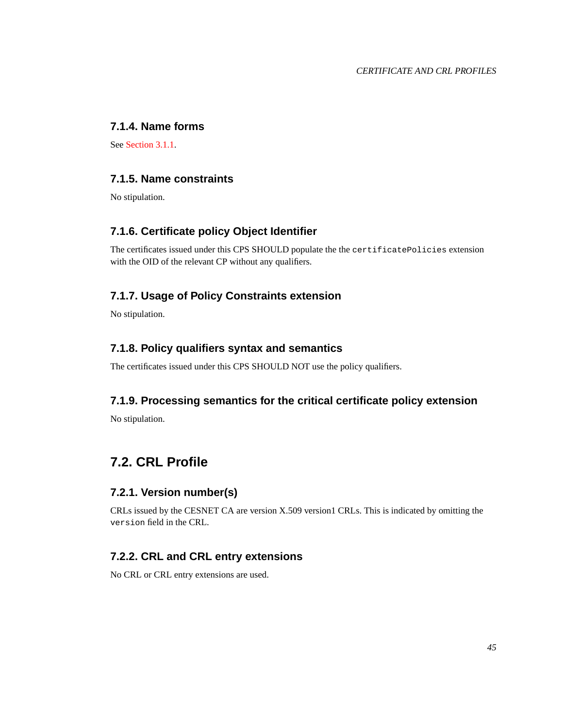### 7.1.4. Name forms

See Section 3.1.1.

### 7.1.5. Name constraints

No stipulation.

### 7.1.6. Certificate policy Object Identifier

The certificates issued under this CPS SHOULD populate the the `certificatePolicies` extension with the OID of the relevant CP without any qualifiers.

### 7.1.7. Usage of Policy Constraints extension

No stipulation.

### 7.1.8. Policy qualifiers syntax and semantics

The certificates issued under this CPS SHOULD NOT use the policy qualifiers.

### 7.1.9. Processing semantics for the critical certificate policy extension

No stipulation.

## 7.2. CRL Profile

### 7.2.1. Version number(s)

CRLs issued by the CESNET CA are version X.509 version1 CRLs. This is indicated by omitting the `version` field in the CRL.

### 7.2.2. CRL and CRL entry extensions

No CRL or CRL entry extensions are used.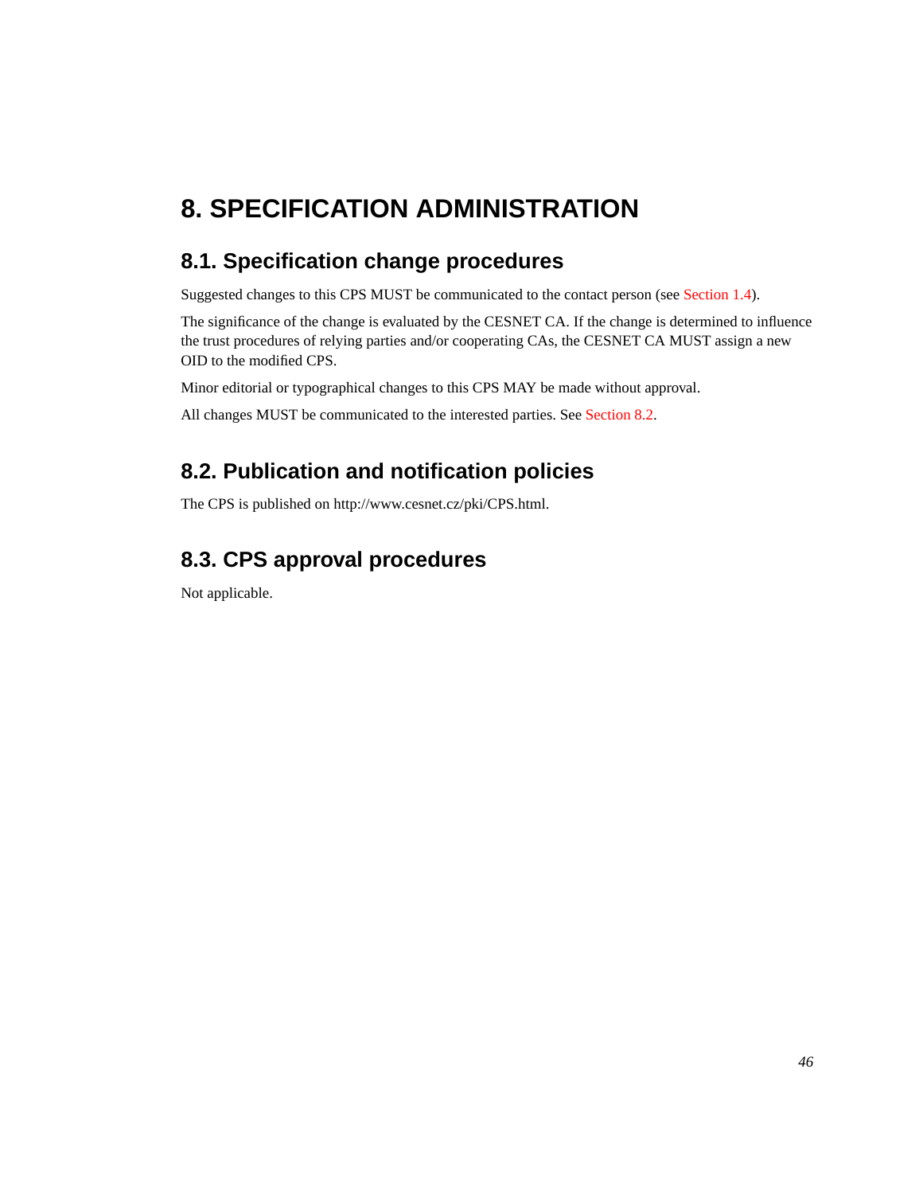# 8. SPECIFICATION ADMINISTRATION

## 8.1. Specification change procedures

Suggested changes to this CPS MUST be communicated to the contact person (see Section 1.4).

The significance of the change is evaluated by the CESNET CA. If the change is determined to influence the trust procedures of relying parties and/or cooperating CAs, the CESNET CA MUST assign a new OID to the modified CPS.

Minor editorial or typographical changes to this CPS MAY be made without approval.

All changes MUST be communicated to the interested parties. See Section 8.2.

## 8.2. Publication and notification policies

The CPS is published on http://www.cesnet.cz/pki/CPS.html.

## 8.3. CPS approval procedures

Not applicable.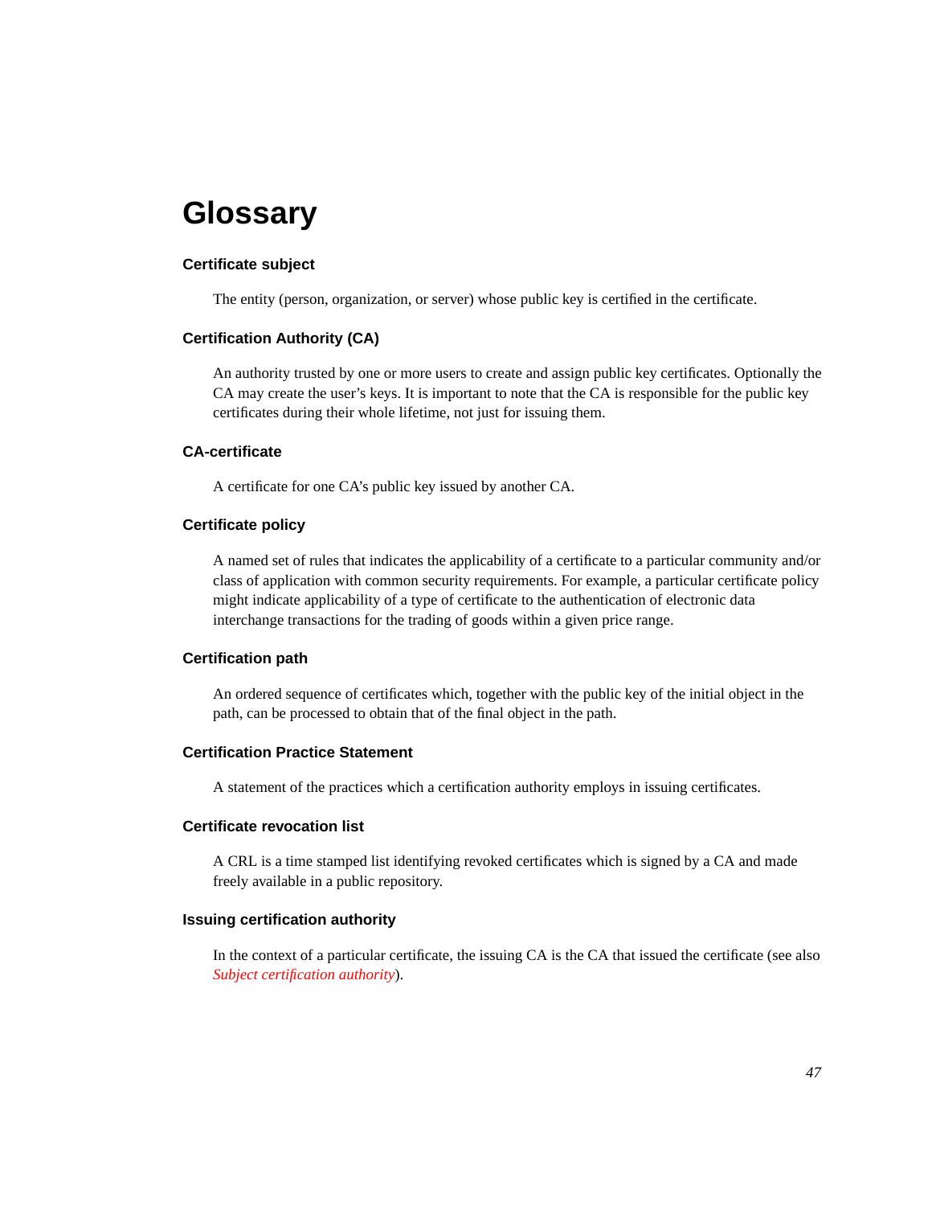# Glossary

### Certificate subject

The entity (person, organization, or server) whose public key is certified in the certificate.

### Certification Authority (CA)

An authority trusted by one or more users to create and assign public key certificates. Optionally the CA may create the user's keys. It is important to note that the CA is responsible for the public key certificates during their whole lifetime, not just for issuing them.

### CA-certificate

A certificate for one CA's public key issued by another CA.

### Certificate policy

A named set of rules that indicates the applicability of a certificate to a particular community and/or class of application with common security requirements. For example, a particular certificate policy might indicate applicability of a type of certificate to the authentication of electronic data interchange transactions for the trading of goods within a given price range.

### Certification path

An ordered sequence of certificates which, together with the public key of the initial object in the path, can be processed to obtain that of the final object in the path.

### Certification Practice Statement

A statement of the practices which a certification authority employs in issuing certificates.

### Certificate revocation list

A CRL is a time stamped list identifying revoked certificates which is signed by a CA and made freely available in a public repository.

### Issuing certification authority

In the context of a particular certificate, the issuing CA is the CA that issued the certificate (see also *Subject certification authority*).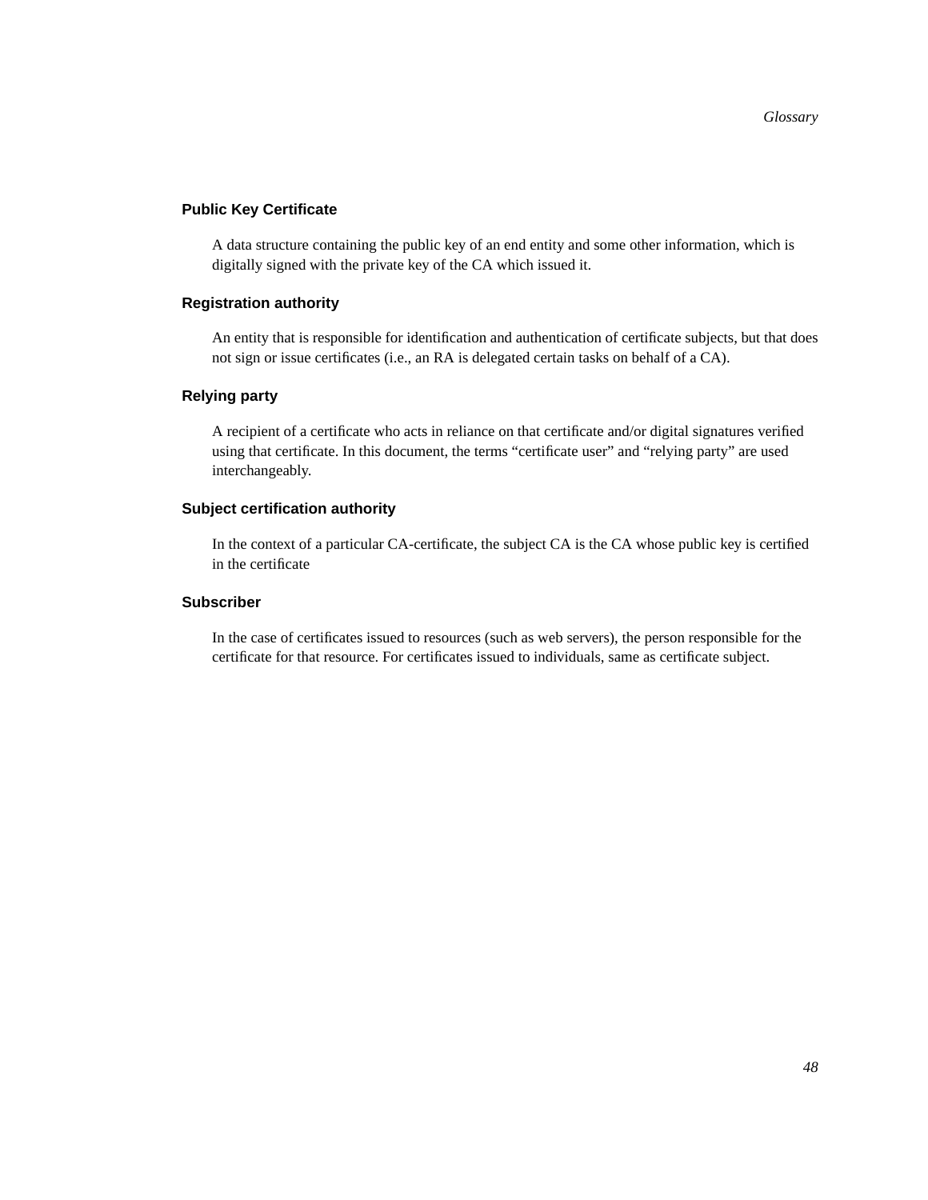### Public Key Certificate

A data structure containing the public key of an end entity and some other information, which is digitally signed with the private key of the CA which issued it.

### Registration authority

An entity that is responsible for identification and authentication of certificate subjects, but that does not sign or issue certificates (i.e., an RA is delegated certain tasks on behalf of a CA).

### Relying party

A recipient of a certificate who acts in reliance on that certificate and/or digital signatures verified using that certificate. In this document, the terms “certificate user” and “relying party” are used interchangeably.

### Subject certification authority

In the context of a particular CA-certificate, the subject CA is the CA whose public key is certified in the certificate

### Subscriber

In the case of certificates issued to resources (such as web servers), the person responsible for the certificate for that resource. For certificates issued to individuals, same as certificate subject.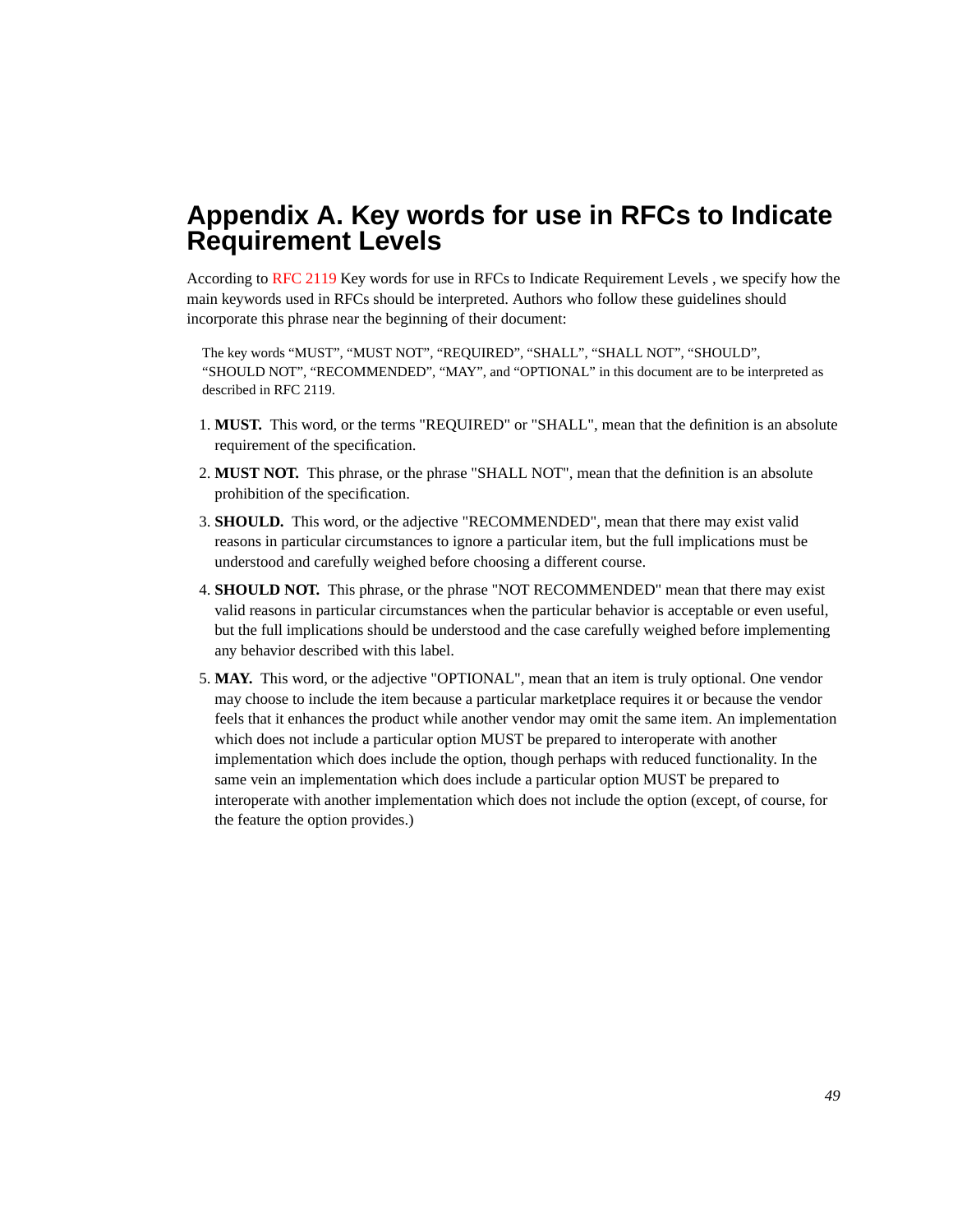# Appendix A. Key words for use in RFCs to Indicate Requirement Levels

According to RFC 2119 Key words for use in RFCs to Indicate Requirement Levels , we specify how the main keywords used in RFCs should be interpreted. Authors who follow these guidelines should incorporate this phrase near the beginning of their document:

> The key words “MUST”, “MUST NOT”, “REQUIRED”, “SHALL”, “SHALL NOT”, “SHOULD”, “SHOULD NOT”, “RECOMMENDED”, “MAY”, and “OPTIONAL” in this document are to be interpreted as described in RFC 2119.

1. **MUST.** This word, or the terms "REQUIRED" or "SHALL", mean that the definition is an absolute requirement of the specification.
2. **MUST NOT.** This phrase, or the phrase "SHALL NOT", mean that the definition is an absolute prohibition of the specification.
3. **SHOULD.** This word, or the adjective "RECOMMENDED", mean that there may exist valid reasons in particular circumstances to ignore a particular item, but the full implications must be understood and carefully weighed before choosing a different course.
4. **SHOULD NOT.** This phrase, or the phrase "NOT RECOMMENDED" mean that there may exist valid reasons in particular circumstances when the particular behavior is acceptable or even useful, but the full implications should be understood and the case carefully weighed before implementing any behavior described with this label.
5. **MAY.** This word, or the adjective "OPTIONAL", mean that an item is truly optional. One vendor may choose to include the item because a particular marketplace requires it or because the vendor feels that it enhances the product while another vendor may omit the same item. An implementation which does not include a particular option MUST be prepared to interoperate with another implementation which does include the option, though perhaps with reduced functionality. In the same vein an implementation which does include a particular option MUST be prepared to interoperate with another implementation which does not include the option (except, of course, for the feature the option provides.)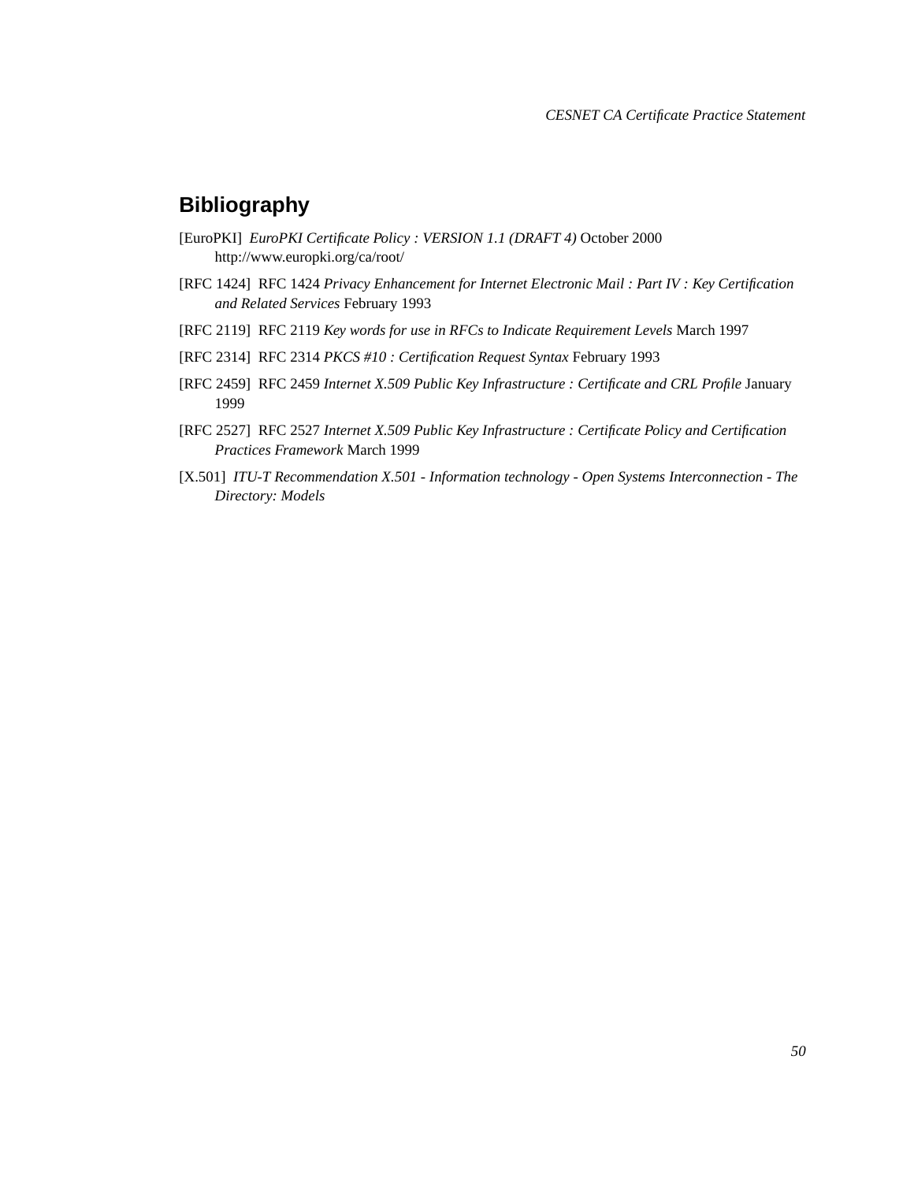# Bibliography

[EuroPKI] *EuroPKI Certificate Policy : VERSION 1.1 (DRAFT 4)* October 2000 http://www.europki.org/ca/root/

[RFC 1424] RFC 1424 *Privacy Enhancement for Internet Electronic Mail : Part IV : Key Certification and Related Services* February 1993

[RFC 2119] RFC 2119 *Key words for use in RFCs to Indicate Requirement Levels* March 1997

[RFC 2314] RFC 2314 *PKCS #10 : Certification Request Syntax* February 1993

[RFC 2459] RFC 2459 *Internet X.509 Public Key Infrastructure : Certificate and CRL Profile* January 1999

[RFC 2527] RFC 2527 *Internet X.509 Public Key Infrastructure : Certificate Policy and Certification Practices Framework* March 1999

[X.501] *ITU-T Recommendation X.501 - Information technology - Open Systems Interconnection - The Directory: Models*